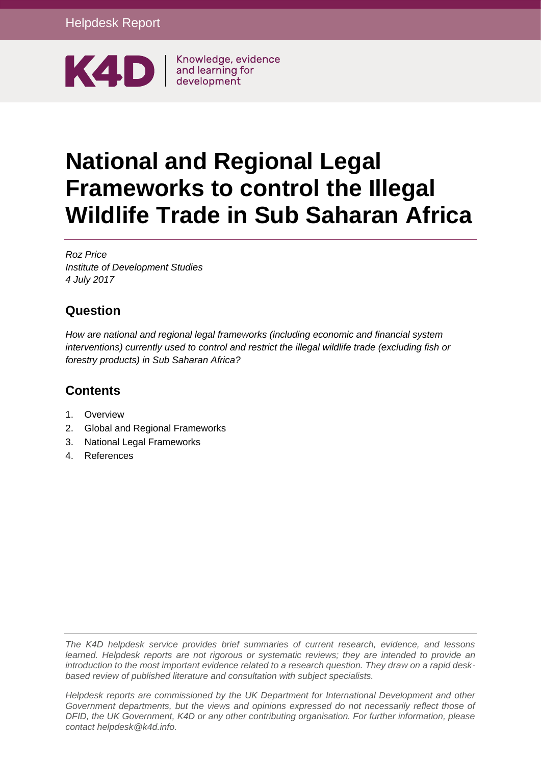Helpdesk Report

K4D | Knowledge, evidence and learning for development

# National and Regional Legal Frameworks to control the Illegal Wildlife Trade in Sub Saharan Africa

*Roz Price*
*Institute of Development Studies*
*4 July 2017*

## Question

*How are national and regional legal frameworks (including economic and financial system interventions) currently used to control and restrict the illegal wildlife trade (excluding fish or forestry products) in Sub Saharan Africa?*

## Contents

1. Overview
2. Global and Regional Frameworks
3. National Legal Frameworks
4. References

*The K4D helpdesk service provides brief summaries of current research, evidence, and lessons learned. Helpdesk reports are not rigorous or systematic reviews; they are intended to provide an introduction to the most important evidence related to a research question. They draw on a rapid desk-based review of published literature and consultation with subject specialists.*

*Helpdesk reports are commissioned by the UK Department for International Development and other Government departments, but the views and opinions expressed do not necessarily reflect those of DFID, the UK Government, K4D or any other contributing organisation. For further information, please contact helpdesk@k4d.info.*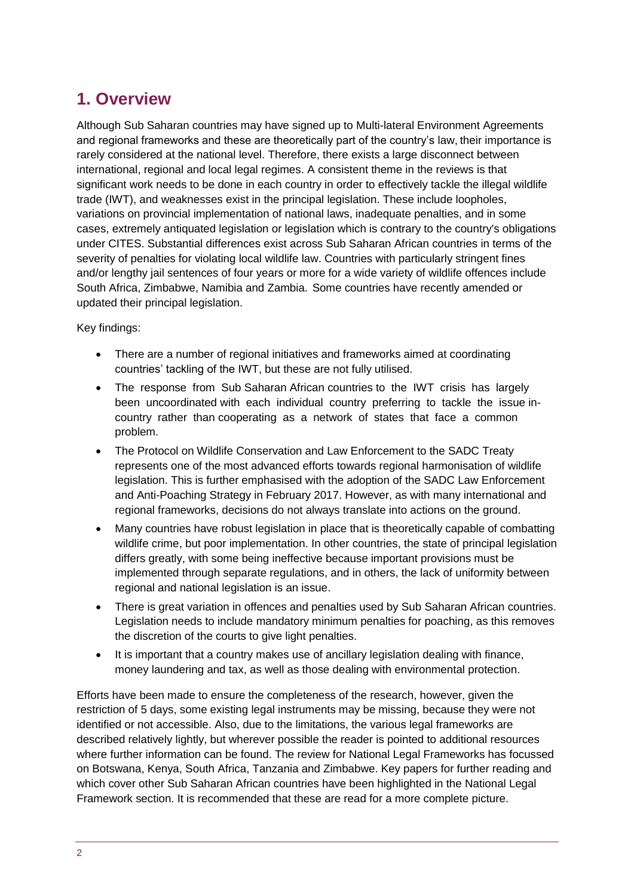# 1. Overview

Although Sub Saharan countries may have signed up to Multi-lateral Environment Agreements and regional frameworks and these are theoretically part of the country's law, their importance is rarely considered at the national level. Therefore, there exists a large disconnect between international, regional and local legal regimes. A consistent theme in the reviews is that significant work needs to be done in each country in order to effectively tackle the illegal wildlife trade (IWT), and weaknesses exist in the principal legislation. These include loopholes, variations on provincial implementation of national laws, inadequate penalties, and in some cases, extremely antiquated legislation or legislation which is contrary to the country's obligations under CITES. Substantial differences exist across Sub Saharan African countries in terms of the severity of penalties for violating local wildlife law. Countries with particularly stringent fines and/or lengthy jail sentences of four years or more for a wide variety of wildlife offences include South Africa, Zimbabwe, Namibia and Zambia. Some countries have recently amended or updated their principal legislation.

Key findings:

- There are a number of regional initiatives and frameworks aimed at coordinating countries' tackling of the IWT, but these are not fully utilised.
- The response from Sub Saharan African countries to the IWT crisis has largely been uncoordinated with each individual country preferring to tackle the issue in-country rather than cooperating as a network of states that face a common problem.
- The Protocol on Wildlife Conservation and Law Enforcement to the SADC Treaty represents one of the most advanced efforts towards regional harmonisation of wildlife legislation. This is further emphasised with the adoption of the SADC Law Enforcement and Anti-Poaching Strategy in February 2017. However, as with many international and regional frameworks, decisions do not always translate into actions on the ground.
- Many countries have robust legislation in place that is theoretically capable of combatting wildlife crime, but poor implementation. In other countries, the state of principal legislation differs greatly, with some being ineffective because important provisions must be implemented through separate regulations, and in others, the lack of uniformity between regional and national legislation is an issue.
- There is great variation in offences and penalties used by Sub Saharan African countries. Legislation needs to include mandatory minimum penalties for poaching, as this removes the discretion of the courts to give light penalties.
- It is important that a country makes use of ancillary legislation dealing with finance, money laundering and tax, as well as those dealing with environmental protection.

Efforts have been made to ensure the completeness of the research, however, given the restriction of 5 days, some existing legal instruments may be missing, because they were not identified or not accessible. Also, due to the limitations, the various legal frameworks are described relatively lightly, but wherever possible the reader is pointed to additional resources where further information can be found. The review for National Legal Frameworks has focussed on Botswana, Kenya, South Africa, Tanzania and Zimbabwe. Key papers for further reading and which cover other Sub Saharan African countries have been highlighted in the National Legal Framework section. It is recommended that these are read for a more complete picture.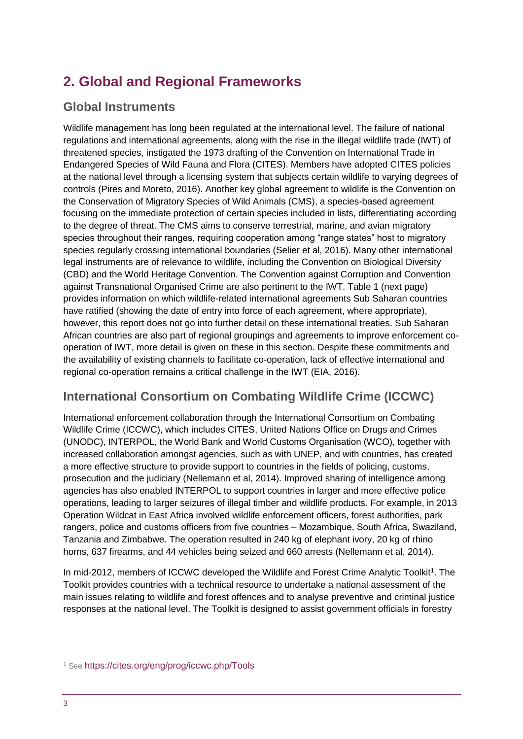# 2. Global and Regional Frameworks

## Global Instruments

Wildlife management has long been regulated at the international level. The failure of national regulations and international agreements, along with the rise in the illegal wildlife trade (IWT) of threatened species, instigated the 1973 drafting of the Convention on International Trade in Endangered Species of Wild Fauna and Flora (CITES). Members have adopted CITES policies at the national level through a licensing system that subjects certain wildlife to varying degrees of controls (Pires and Moreto, 2016). Another key global agreement to wildlife is the Convention on the Conservation of Migratory Species of Wild Animals (CMS), a species-based agreement focusing on the immediate protection of certain species included in lists, differentiating according to the degree of threat. The CMS aims to conserve terrestrial, marine, and avian migratory species throughout their ranges, requiring cooperation among "range states" host to migratory species regularly crossing international boundaries (Selier et al, 2016). Many other international legal instruments are of relevance to wildlife, including the Convention on Biological Diversity (CBD) and the World Heritage Convention. The Convention against Corruption and Convention against Transnational Organised Crime are also pertinent to the IWT. Table 1 (next page) provides information on which wildlife-related international agreements Sub Saharan countries have ratified (showing the date of entry into force of each agreement, where appropriate), however, this report does not go into further detail on these international treaties. Sub Saharan African countries are also part of regional groupings and agreements to improve enforcement co-operation of IWT, more detail is given on these in this section. Despite these commitments and the availability of existing channels to facilitate co-operation, lack of effective international and regional co-operation remains a critical challenge in the IWT (EIA, 2016).

## International Consortium on Combating Wildlife Crime (ICCWC)

International enforcement collaboration through the International Consortium on Combating Wildlife Crime (ICCWC), which includes CITES, United Nations Office on Drugs and Crimes (UNODC), INTERPOL, the World Bank and World Customs Organisation (WCO), together with increased collaboration amongst agencies, such as with UNEP, and with countries, has created a more effective structure to provide support to countries in the fields of policing, customs, prosecution and the judiciary (Nellemann et al, 2014). Improved sharing of intelligence among agencies has also enabled INTERPOL to support countries in larger and more effective police operations, leading to larger seizures of illegal timber and wildlife products. For example, in 2013 Operation Wildcat in East Africa involved wildlife enforcement officers, forest authorities, park rangers, police and customs officers from five countries – Mozambique, South Africa, Swaziland, Tanzania and Zimbabwe. The operation resulted in 240 kg of elephant ivory, 20 kg of rhino horns, 637 firearms, and 44 vehicles being seized and 660 arrests (Nellemann et al, 2014).

In mid-2012, members of ICCWC developed the Wildlife and Forest Crime Analytic Toolkit[1]. The Toolkit provides countries with a technical resource to undertake a national assessment of the main issues relating to wildlife and forest offences and to analyse preventive and criminal justice responses at the national level. The Toolkit is designed to assist government officials in forestry

---

[1] See https://cites.org/eng/prog/iccwc.php/Tools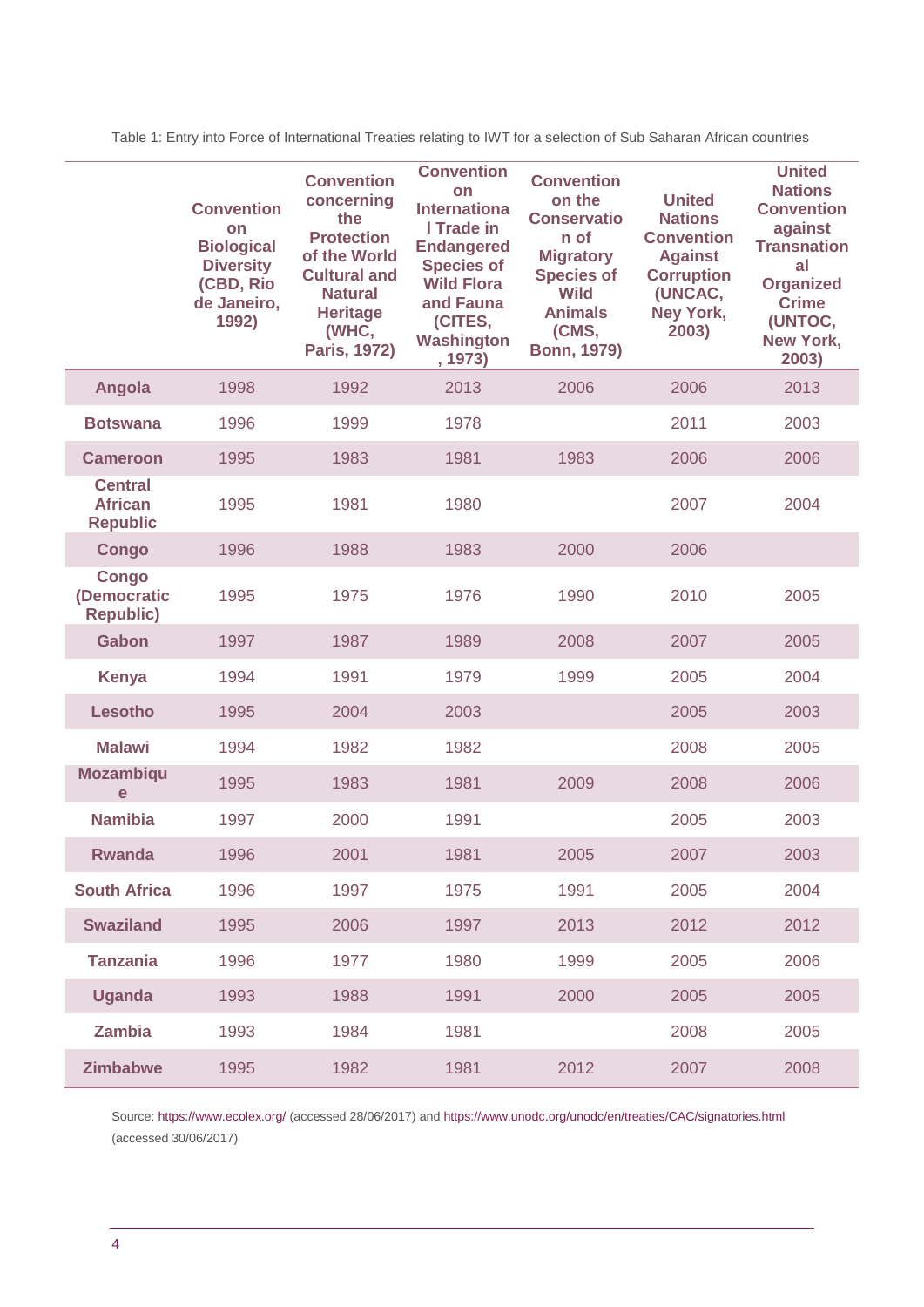Table 1: Entry into Force of International Treaties relating to IWT for a selection of Sub Saharan African countries

| | Convention on Biological Diversity (CBD, Rio de Janeiro, 1992) | Convention concerning the Protection of the World Cultural and Natural Heritage (WHC, Paris, 1972) | Convention on International Trade in Endangered Species of Wild Flora and Fauna (CITES, Washington, 1973) | Convention on the Conservation of Migratory Species of Wild Animals (CMS, Bonn, 1979) | United Nations Convention Against Corruption (UNCAC, Ney York, 2003) | United Nations Convention against Transnational Organized Crime (UNTOC, New York, 2003) |
|---|---|---|---|---|---|---|
| **Angola** | 1998 | 1992 | 2013 | 2006 | 2006 | 2013 |
| **Botswana** | 1996 | 1999 | 1978 | | 2011 | 2003 |
| **Cameroon** | 1995 | 1983 | 1981 | 1983 | 2006 | 2006 |
| **Central African Republic** | 1995 | 1981 | 1980 | | 2007 | 2004 |
| **Congo** | 1996 | 1988 | 1983 | 2000 | 2006 | |
| **Congo (Democratic Republic)** | 1995 | 1975 | 1976 | 1990 | 2010 | 2005 |
| **Gabon** | 1997 | 1987 | 1989 | 2008 | 2007 | 2005 |
| **Kenya** | 1994 | 1991 | 1979 | 1999 | 2005 | 2004 |
| **Lesotho** | 1995 | 2004 | 2003 | | 2005 | 2003 |
| **Malawi** | 1994 | 1982 | 1982 | | 2008 | 2005 |
| **Mozambique** | 1995 | 1983 | 1981 | 2009 | 2008 | 2006 |
| **Namibia** | 1997 | 2000 | 1991 | | 2005 | 2003 |
| **Rwanda** | 1996 | 2001 | 1981 | 2005 | 2007 | 2003 |
| **South Africa** | 1996 | 1997 | 1975 | 1991 | 2005 | 2004 |
| **Swaziland** | 1995 | 2006 | 1997 | 2013 | 2012 | 2012 |
| **Tanzania** | 1996 | 1977 | 1980 | 1999 | 2005 | 2006 |
| **Uganda** | 1993 | 1988 | 1991 | 2000 | 2005 | 2005 |
| **Zambia** | 1993 | 1984 | 1981 | | 2008 | 2005 |
| **Zimbabwe** | 1995 | 1982 | 1981 | 2012 | 2007 | 2008 |

Source: https://www.ecolex.org/ (accessed 28/06/2017) and https://www.unodc.org/unodc/en/treaties/CAC/signatories.html (accessed 30/06/2017)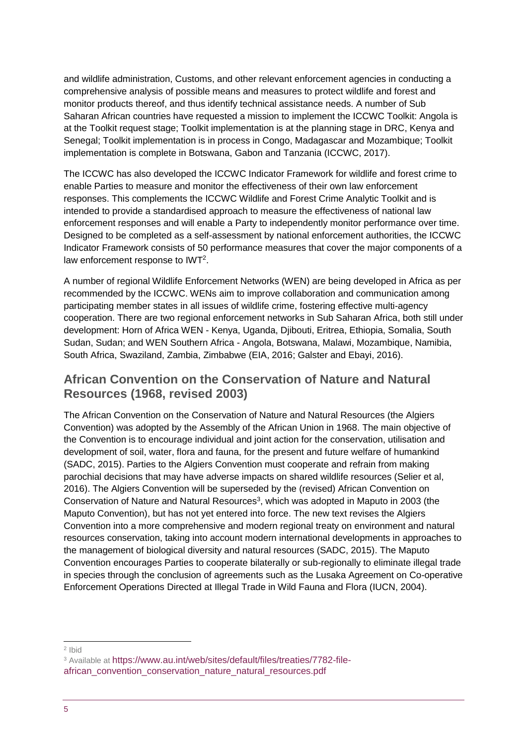and wildlife administration, Customs, and other relevant enforcement agencies in conducting a comprehensive analysis of possible means and measures to protect wildlife and forest and monitor products thereof, and thus identify technical assistance needs. A number of Sub Saharan African countries have requested a mission to implement the ICCWC Toolkit: Angola is at the Toolkit request stage; Toolkit implementation is at the planning stage in DRC, Kenya and Senegal; Toolkit implementation is in process in Congo, Madagascar and Mozambique; Toolkit implementation is complete in Botswana, Gabon and Tanzania (ICCWC, 2017).

The ICCWC has also developed the ICCWC Indicator Framework for wildlife and forest crime to enable Parties to measure and monitor the effectiveness of their own law enforcement responses. This complements the ICCWC Wildlife and Forest Crime Analytic Toolkit and is intended to provide a standardised approach to measure the effectiveness of national law enforcement responses and will enable a Party to independently monitor performance over time. Designed to be completed as a self-assessment by national enforcement authorities, the ICCWC Indicator Framework consists of 50 performance measures that cover the major components of a law enforcement response to IWT[2].

A number of regional Wildlife Enforcement Networks (WEN) are being developed in Africa as per recommended by the ICCWC. WENs aim to improve collaboration and communication among participating member states in all issues of wildlife crime, fostering effective multi-agency cooperation. There are two regional enforcement networks in Sub Saharan Africa, both still under development: Horn of Africa WEN - Kenya, Uganda, Djibouti, Eritrea, Ethiopia, Somalia, South Sudan, Sudan; and WEN Southern Africa - Angola, Botswana, Malawi, Mozambique, Namibia, South Africa, Swaziland, Zambia, Zimbabwe (EIA, 2016; Galster and Ebayi, 2016).

## African Convention on the Conservation of Nature and Natural Resources (1968, revised 2003)

The African Convention on the Conservation of Nature and Natural Resources (the Algiers Convention) was adopted by the Assembly of the African Union in 1968. The main objective of the Convention is to encourage individual and joint action for the conservation, utilisation and development of soil, water, flora and fauna, for the present and future welfare of humankind (SADC, 2015). Parties to the Algiers Convention must cooperate and refrain from making parochial decisions that may have adverse impacts on shared wildlife resources (Selier et al, 2016). The Algiers Convention will be superseded by the (revised) African Convention on Conservation of Nature and Natural Resources[3], which was adopted in Maputo in 2003 (the Maputo Convention), but has not yet entered into force. The new text revises the Algiers Convention into a more comprehensive and modern regional treaty on environment and natural resources conservation, taking into account modern international developments in approaches to the management of biological diversity and natural resources (SADC, 2015). The Maputo Convention encourages Parties to cooperate bilaterally or sub-regionally to eliminate illegal trade in species through the conclusion of agreements such as the Lusaka Agreement on Co-operative Enforcement Operations Directed at Illegal Trade in Wild Fauna and Flora (IUCN, 2004).

---

[2] Ibid

[3] Available at https://www.au.int/web/sites/default/files/treaties/7782-file-african_convention_conservation_nature_natural_resources.pdf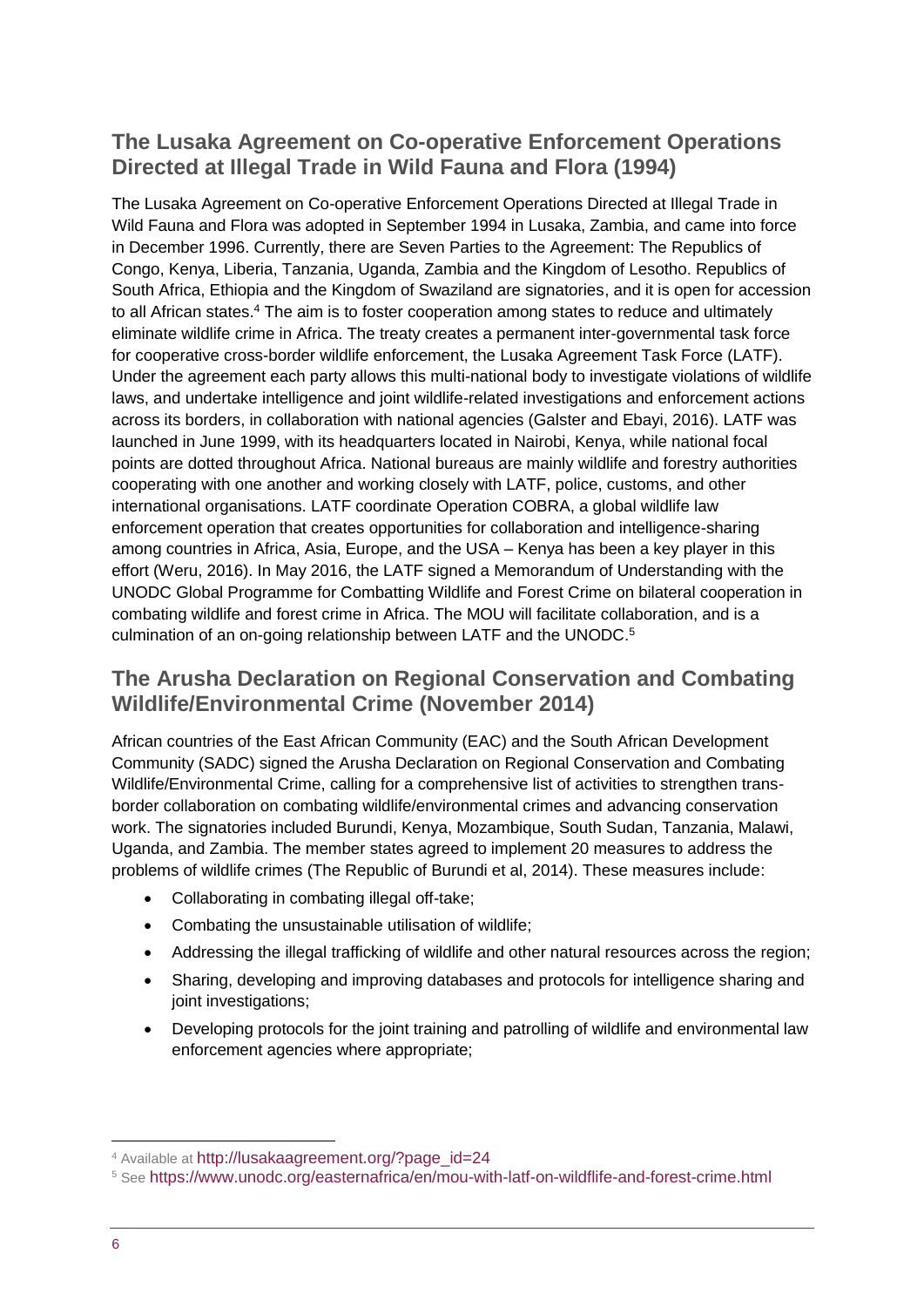## The Lusaka Agreement on Co-operative Enforcement Operations Directed at Illegal Trade in Wild Fauna and Flora (1994)

The Lusaka Agreement on Co-operative Enforcement Operations Directed at Illegal Trade in Wild Fauna and Flora was adopted in September 1994 in Lusaka, Zambia, and came into force in December 1996. Currently, there are Seven Parties to the Agreement: The Republics of Congo, Kenya, Liberia, Tanzania, Uganda, Zambia and the Kingdom of Lesotho. Republics of South Africa, Ethiopia and the Kingdom of Swaziland are signatories, and it is open for accession to all African states.[4] The aim is to foster cooperation among states to reduce and ultimately eliminate wildlife crime in Africa. The treaty creates a permanent inter-governmental task force for cooperative cross-border wildlife enforcement, the Lusaka Agreement Task Force (LATF). Under the agreement each party allows this multi-national body to investigate violations of wildlife laws, and undertake intelligence and joint wildlife-related investigations and enforcement actions across its borders, in collaboration with national agencies (Galster and Ebayi, 2016). LATF was launched in June 1999, with its headquarters located in Nairobi, Kenya, while national focal points are dotted throughout Africa. National bureaus are mainly wildlife and forestry authorities cooperating with one another and working closely with LATF, police, customs, and other international organisations. LATF coordinate Operation COBRA, a global wildlife law enforcement operation that creates opportunities for collaboration and intelligence-sharing among countries in Africa, Asia, Europe, and the USA – Kenya has been a key player in this effort (Weru, 2016). In May 2016, the LATF signed a Memorandum of Understanding with the UNODC Global Programme for Combatting Wildlife and Forest Crime on bilateral cooperation in combating wildlife and forest crime in Africa. The MOU will facilitate collaboration, and is a culmination of an on-going relationship between LATF and the UNODC.[5]

## The Arusha Declaration on Regional Conservation and Combating Wildlife/Environmental Crime (November 2014)

African countries of the East African Community (EAC) and the South African Development Community (SADC) signed the Arusha Declaration on Regional Conservation and Combating Wildlife/Environmental Crime, calling for a comprehensive list of activities to strengthen trans-border collaboration on combating wildlife/environmental crimes and advancing conservation work. The signatories included Burundi, Kenya, Mozambique, South Sudan, Tanzania, Malawi, Uganda, and Zambia. The member states agreed to implement 20 measures to address the problems of wildlife crimes (The Republic of Burundi et al, 2014). These measures include:

- Collaborating in combating illegal off-take;
- Combating the unsustainable utilisation of wildlife;
- Addressing the illegal trafficking of wildlife and other natural resources across the region;
- Sharing, developing and improving databases and protocols for intelligence sharing and joint investigations;
- Developing protocols for the joint training and patrolling of wildlife and environmental law enforcement agencies where appropriate;

[4] Available at http://lusakaagreement.org/?page_id=24

[5] See https://www.unodc.org/easternafrica/en/mou-with-latf-on-wildflife-and-forest-crime.html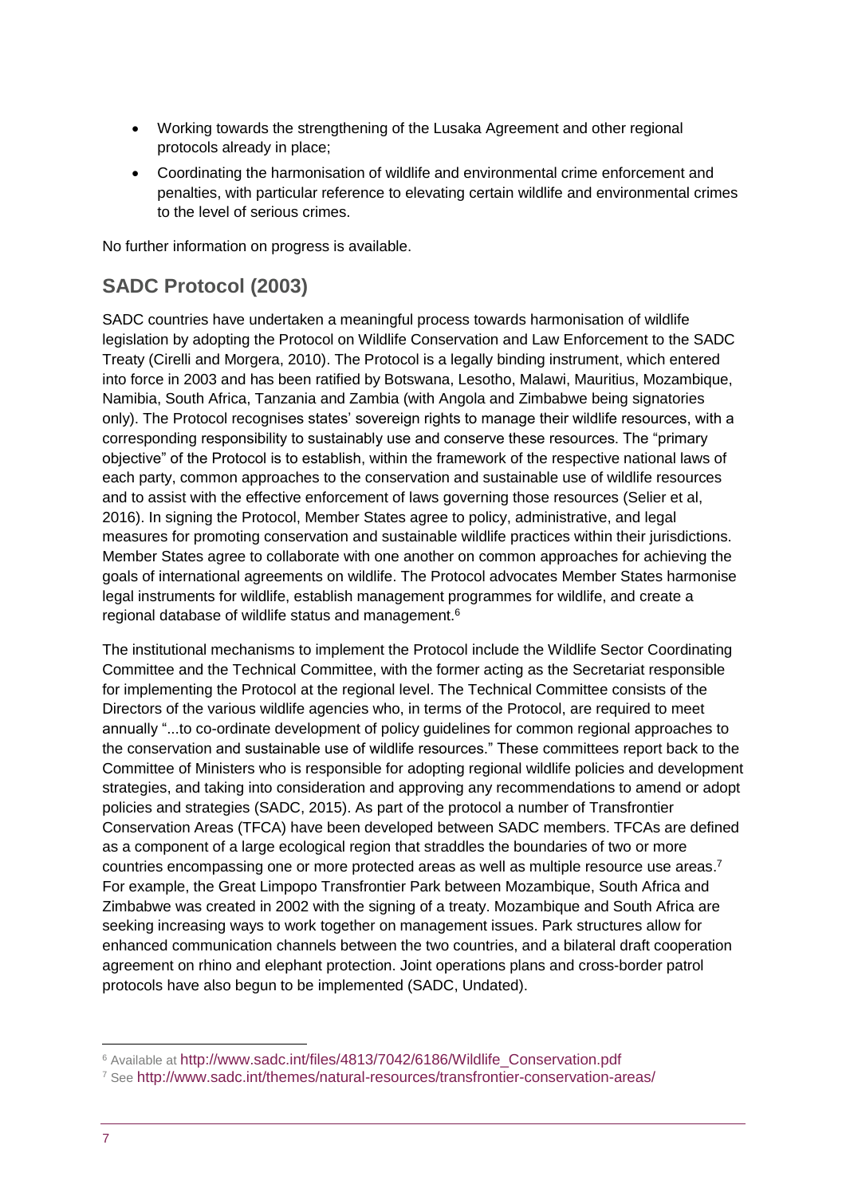- Working towards the strengthening of the Lusaka Agreement and other regional protocols already in place;
- Coordinating the harmonisation of wildlife and environmental crime enforcement and penalties, with particular reference to elevating certain wildlife and environmental crimes to the level of serious crimes.

No further information on progress is available.

## SADC Protocol (2003)

SADC countries have undertaken a meaningful process towards harmonisation of wildlife legislation by adopting the Protocol on Wildlife Conservation and Law Enforcement to the SADC Treaty (Cirelli and Morgera, 2010). The Protocol is a legally binding instrument, which entered into force in 2003 and has been ratified by Botswana, Lesotho, Malawi, Mauritius, Mozambique, Namibia, South Africa, Tanzania and Zambia (with Angola and Zimbabwe being signatories only). The Protocol recognises states' sovereign rights to manage their wildlife resources, with a corresponding responsibility to sustainably use and conserve these resources. The "primary objective" of the Protocol is to establish, within the framework of the respective national laws of each party, common approaches to the conservation and sustainable use of wildlife resources and to assist with the effective enforcement of laws governing those resources (Selier et al, 2016). In signing the Protocol, Member States agree to policy, administrative, and legal measures for promoting conservation and sustainable wildlife practices within their jurisdictions. Member States agree to collaborate with one another on common approaches for achieving the goals of international agreements on wildlife. The Protocol advocates Member States harmonise legal instruments for wildlife, establish management programmes for wildlife, and create a regional database of wildlife status and management.[6]

The institutional mechanisms to implement the Protocol include the Wildlife Sector Coordinating Committee and the Technical Committee, with the former acting as the Secretariat responsible for implementing the Protocol at the regional level. The Technical Committee consists of the Directors of the various wildlife agencies who, in terms of the Protocol, are required to meet annually "...to co-ordinate development of policy guidelines for common regional approaches to the conservation and sustainable use of wildlife resources." These committees report back to the Committee of Ministers who is responsible for adopting regional wildlife policies and development strategies, and taking into consideration and approving any recommendations to amend or adopt policies and strategies (SADC, 2015). As part of the protocol a number of Transfrontier Conservation Areas (TFCA) have been developed between SADC members. TFCAs are defined as a component of a large ecological region that straddles the boundaries of two or more countries encompassing one or more protected areas as well as multiple resource use areas.[7] For example, the Great Limpopo Transfrontier Park between Mozambique, South Africa and Zimbabwe was created in 2002 with the signing of a treaty. Mozambique and South Africa are seeking increasing ways to work together on management issues. Park structures allow for enhanced communication channels between the two countries, and a bilateral draft cooperation agreement on rhino and elephant protection. Joint operations plans and cross-border patrol protocols have also begun to be implemented (SADC, Undated).

---

[6] Available at http://www.sadc.int/files/4813/7042/6186/Wildlife_Conservation.pdf

[7] See http://www.sadc.int/themes/natural-resources/transfrontier-conservation-areas/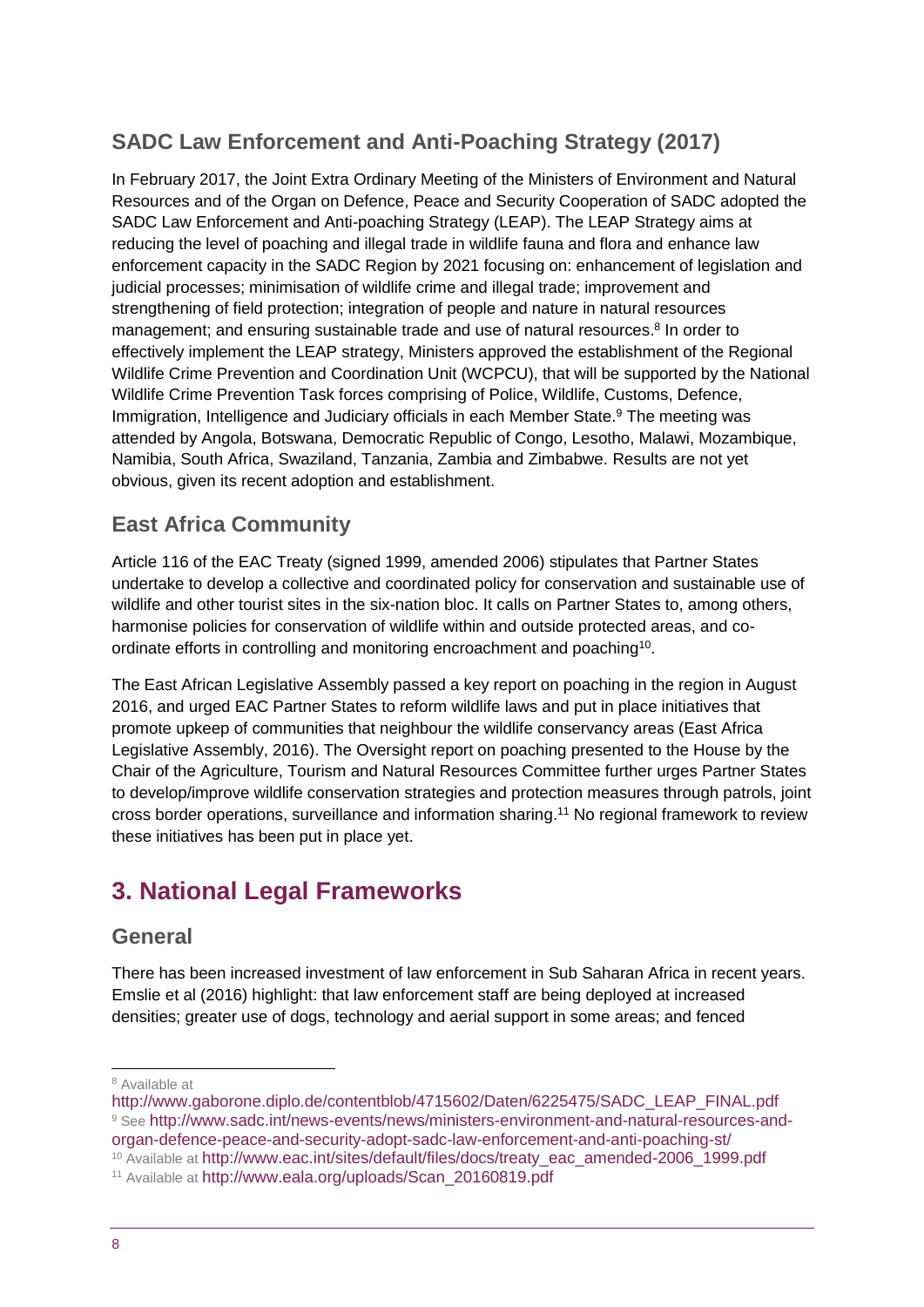### SADC Law Enforcement and Anti-Poaching Strategy (2017)

In February 2017, the Joint Extra Ordinary Meeting of the Ministers of Environment and Natural Resources and of the Organ on Defence, Peace and Security Cooperation of SADC adopted the SADC Law Enforcement and Anti-poaching Strategy (LEAP). The LEAP Strategy aims at reducing the level of poaching and illegal trade in wildlife fauna and flora and enhance law enforcement capacity in the SADC Region by 2021 focusing on: enhancement of legislation and judicial processes; minimisation of wildlife crime and illegal trade; improvement and strengthening of field protection; integration of people and nature in natural resources management; and ensuring sustainable trade and use of natural resources.[8] In order to effectively implement the LEAP strategy, Ministers approved the establishment of the Regional Wildlife Crime Prevention and Coordination Unit (WCPCU), that will be supported by the National Wildlife Crime Prevention Task forces comprising of Police, Wildlife, Customs, Defence, Immigration, Intelligence and Judiciary officials in each Member State.[9] The meeting was attended by Angola, Botswana, Democratic Republic of Congo, Lesotho, Malawi, Mozambique, Namibia, South Africa, Swaziland, Tanzania, Zambia and Zimbabwe. Results are not yet obvious, given its recent adoption and establishment.

### East Africa Community

Article 116 of the EAC Treaty (signed 1999, amended 2006) stipulates that Partner States undertake to develop a collective and coordinated policy for conservation and sustainable use of wildlife and other tourist sites in the six-nation bloc. It calls on Partner States to, among others, harmonise policies for conservation of wildlife within and outside protected areas, and co-ordinate efforts in controlling and monitoring encroachment and poaching[10].

The East African Legislative Assembly passed a key report on poaching in the region in August 2016, and urged EAC Partner States to reform wildlife laws and put in place initiatives that promote upkeep of communities that neighbour the wildlife conservancy areas (East Africa Legislative Assembly, 2016). The Oversight report on poaching presented to the House by the Chair of the Agriculture, Tourism and Natural Resources Committee further urges Partner States to develop/improve wildlife conservation strategies and protection measures through patrols, joint cross border operations, surveillance and information sharing.[11] No regional framework to review these initiatives has been put in place yet.

## 3. National Legal Frameworks

### General

There has been increased investment of law enforcement in Sub Saharan Africa in recent years. Emslie et al (2016) highlight: that law enforcement staff are being deployed at increased densities; greater use of dogs, technology and aerial support in some areas; and fenced

---

[8] Available at http://www.gaborone.diplo.de/contentblob/4715602/Daten/6225475/SADC_LEAP_FINAL.pdf

[9] See http://www.sadc.int/news-events/news/ministers-environment-and-natural-resources-and-organ-defence-peace-and-security-adopt-sadc-law-enforcement-and-anti-poaching-st/

[10] Available at http://www.eac.int/sites/default/files/docs/treaty_eac_amended-2006_1999.pdf

[11] Available at http://www.eala.org/uploads/Scan_20160819.pdf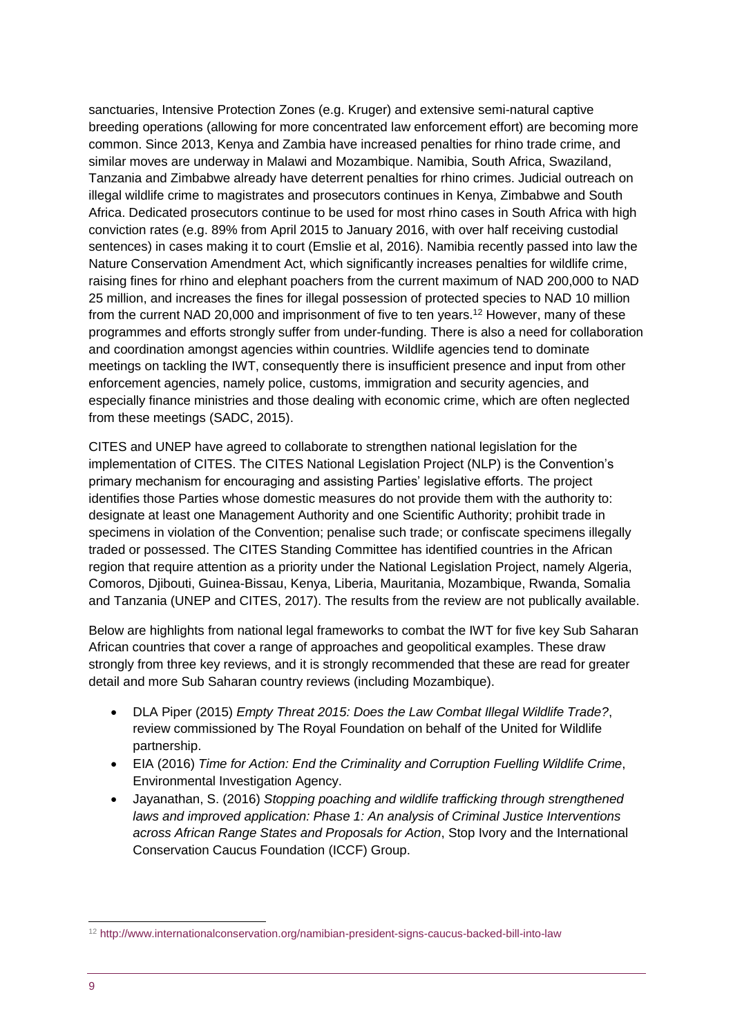sanctuaries, Intensive Protection Zones (e.g. Kruger) and extensive semi-natural captive breeding operations (allowing for more concentrated law enforcement effort) are becoming more common. Since 2013, Kenya and Zambia have increased penalties for rhino trade crime, and similar moves are underway in Malawi and Mozambique. Namibia, South Africa, Swaziland, Tanzania and Zimbabwe already have deterrent penalties for rhino crimes. Judicial outreach on illegal wildlife crime to magistrates and prosecutors continues in Kenya, Zimbabwe and South Africa. Dedicated prosecutors continue to be used for most rhino cases in South Africa with high conviction rates (e.g. 89% from April 2015 to January 2016, with over half receiving custodial sentences) in cases making it to court (Emslie et al, 2016). Namibia recently passed into law the Nature Conservation Amendment Act, which significantly increases penalties for wildlife crime, raising fines for rhino and elephant poachers from the current maximum of NAD 200,000 to NAD 25 million, and increases the fines for illegal possession of protected species to NAD 10 million from the current NAD 20,000 and imprisonment of five to ten years.[12] However, many of these programmes and efforts strongly suffer from under-funding. There is also a need for collaboration and coordination amongst agencies within countries. Wildlife agencies tend to dominate meetings on tackling the IWT, consequently there is insufficient presence and input from other enforcement agencies, namely police, customs, immigration and security agencies, and especially finance ministries and those dealing with economic crime, which are often neglected from these meetings (SADC, 2015).

CITES and UNEP have agreed to collaborate to strengthen national legislation for the implementation of CITES. The CITES National Legislation Project (NLP) is the Convention's primary mechanism for encouraging and assisting Parties' legislative efforts. The project identifies those Parties whose domestic measures do not provide them with the authority to: designate at least one Management Authority and one Scientific Authority; prohibit trade in specimens in violation of the Convention; penalise such trade; or confiscate specimens illegally traded or possessed. The CITES Standing Committee has identified countries in the African region that require attention as a priority under the National Legislation Project, namely Algeria, Comoros, Djibouti, Guinea-Bissau, Kenya, Liberia, Mauritania, Mozambique, Rwanda, Somalia and Tanzania (UNEP and CITES, 2017). The results from the review are not publically available.

Below are highlights from national legal frameworks to combat the IWT for five key Sub Saharan African countries that cover a range of approaches and geopolitical examples. These draw strongly from three key reviews, and it is strongly recommended that these are read for greater detail and more Sub Saharan country reviews (including Mozambique).

- DLA Piper (2015) *Empty Threat 2015: Does the Law Combat Illegal Wildlife Trade?*, review commissioned by The Royal Foundation on behalf of the United for Wildlife partnership.
- EIA (2016) *Time for Action: End the Criminality and Corruption Fuelling Wildlife Crime*, Environmental Investigation Agency.
- Jayanathan, S. (2016) *Stopping poaching and wildlife trafficking through strengthened laws and improved application: Phase 1: An analysis of Criminal Justice Interventions across African Range States and Proposals for Action*, Stop Ivory and the International Conservation Caucus Foundation (ICCF) Group.

---

[12] http://www.internationalconservation.org/namibian-president-signs-caucus-backed-bill-into-law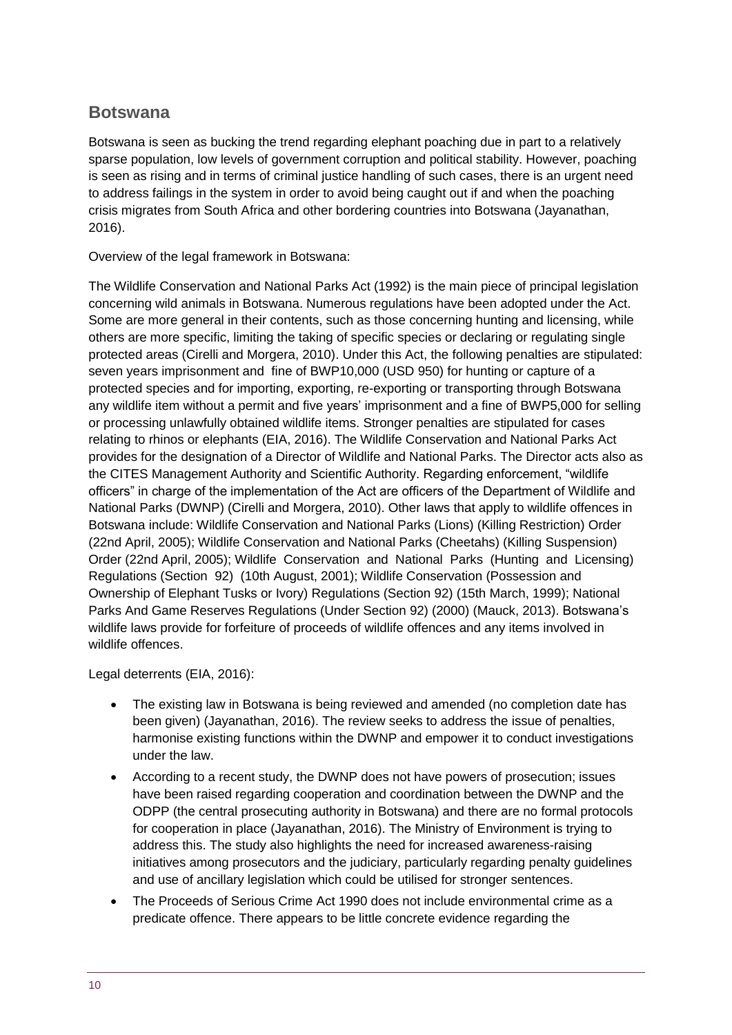## Botswana

Botswana is seen as bucking the trend regarding elephant poaching due in part to a relatively sparse population, low levels of government corruption and political stability. However, poaching is seen as rising and in terms of criminal justice handling of such cases, there is an urgent need to address failings in the system in order to avoid being caught out if and when the poaching crisis migrates from South Africa and other bordering countries into Botswana (Jayanathan, 2016).

Overview of the legal framework in Botswana:

The Wildlife Conservation and National Parks Act (1992) is the main piece of principal legislation concerning wild animals in Botswana. Numerous regulations have been adopted under the Act. Some are more general in their contents, such as those concerning hunting and licensing, while others are more specific, limiting the taking of specific species or declaring or regulating single protected areas (Cirelli and Morgera, 2010). Under this Act, the following penalties are stipulated: seven years imprisonment and fine of BWP10,000 (USD 950) for hunting or capture of a protected species and for importing, exporting, re-exporting or transporting through Botswana any wildlife item without a permit and five years' imprisonment and a fine of BWP5,000 for selling or processing unlawfully obtained wildlife items. Stronger penalties are stipulated for cases relating to rhinos or elephants (EIA, 2016). The Wildlife Conservation and National Parks Act provides for the designation of a Director of Wildlife and National Parks. The Director acts also as the CITES Management Authority and Scientific Authority. Regarding enforcement, "wildlife officers" in charge of the implementation of the Act are officers of the Department of Wildlife and National Parks (DWNP) (Cirelli and Morgera, 2010). Other laws that apply to wildlife offences in Botswana include: Wildlife Conservation and National Parks (Lions) (Killing Restriction) Order (22nd April, 2005); Wildlife Conservation and National Parks (Cheetahs) (Killing Suspension) Order (22nd April, 2005); Wildlife Conservation and National Parks (Hunting and Licensing) Regulations (Section 92) (10th August, 2001); Wildlife Conservation (Possession and Ownership of Elephant Tusks or Ivory) Regulations (Section 92) (15th March, 1999); National Parks And Game Reserves Regulations (Under Section 92) (2000) (Mauck, 2013). Botswana's wildlife laws provide for forfeiture of proceeds of wildlife offences and any items involved in wildlife offences.

Legal deterrents (EIA, 2016):

- The existing law in Botswana is being reviewed and amended (no completion date has been given) (Jayanathan, 2016). The review seeks to address the issue of penalties, harmonise existing functions within the DWNP and empower it to conduct investigations under the law.
- According to a recent study, the DWNP does not have powers of prosecution; issues have been raised regarding cooperation and coordination between the DWNP and the ODPP (the central prosecuting authority in Botswana) and there are no formal protocols for cooperation in place (Jayanathan, 2016). The Ministry of Environment is trying to address this. The study also highlights the need for increased awareness-raising initiatives among prosecutors and the judiciary, particularly regarding penalty guidelines and use of ancillary legislation which could be utilised for stronger sentences.
- The Proceeds of Serious Crime Act 1990 does not include environmental crime as a predicate offence. There appears to be little concrete evidence regarding the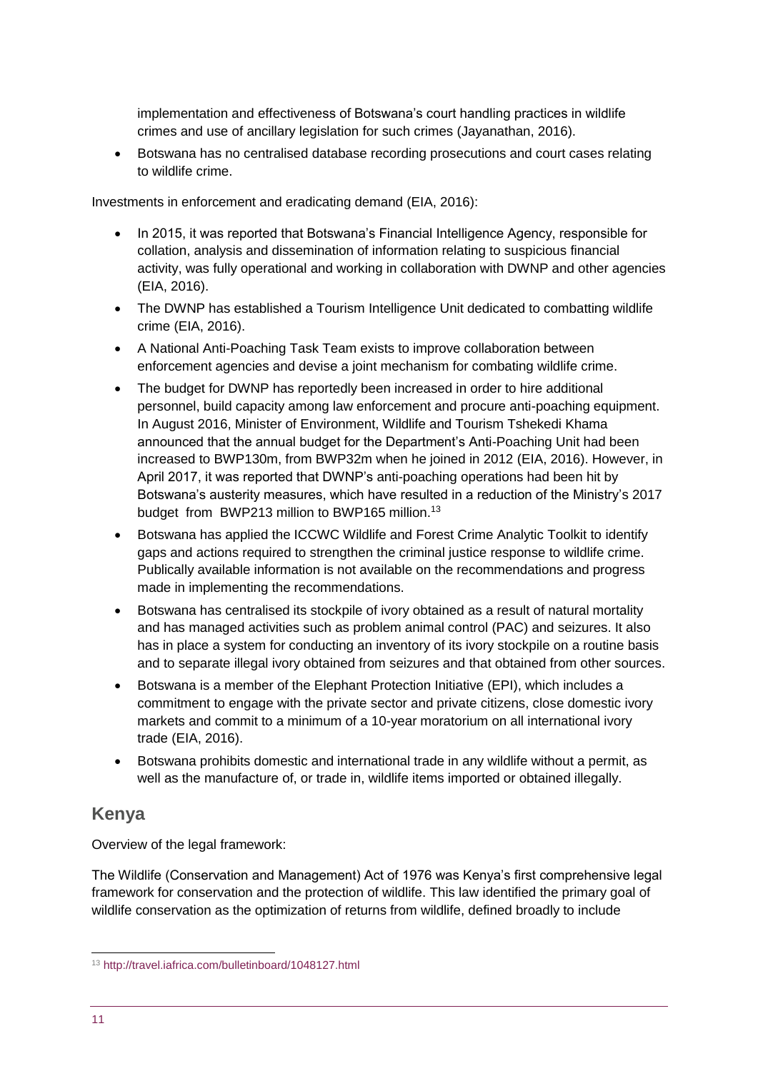implementation and effectiveness of Botswana's court handling practices in wildlife crimes and use of ancillary legislation for such crimes (Jayanathan, 2016).

- Botswana has no centralised database recording prosecutions and court cases relating to wildlife crime.

Investments in enforcement and eradicating demand (EIA, 2016):

- In 2015, it was reported that Botswana's Financial Intelligence Agency, responsible for collation, analysis and dissemination of information relating to suspicious financial activity, was fully operational and working in collaboration with DWNP and other agencies (EIA, 2016).
- The DWNP has established a Tourism Intelligence Unit dedicated to combatting wildlife crime (EIA, 2016).
- A National Anti-Poaching Task Team exists to improve collaboration between enforcement agencies and devise a joint mechanism for combating wildlife crime.
- The budget for DWNP has reportedly been increased in order to hire additional personnel, build capacity among law enforcement and procure anti-poaching equipment. In August 2016, Minister of Environment, Wildlife and Tourism Tshekedi Khama announced that the annual budget for the Department's Anti-Poaching Unit had been increased to BWP130m, from BWP32m when he joined in 2012 (EIA, 2016). However, in April 2017, it was reported that DWNP's anti-poaching operations had been hit by Botswana's austerity measures, which have resulted in a reduction of the Ministry's 2017 budget from BWP213 million to BWP165 million.[13]
- Botswana has applied the ICCWC Wildlife and Forest Crime Analytic Toolkit to identify gaps and actions required to strengthen the criminal justice response to wildlife crime. Publically available information is not available on the recommendations and progress made in implementing the recommendations.
- Botswana has centralised its stockpile of ivory obtained as a result of natural mortality and has managed activities such as problem animal control (PAC) and seizures. It also has in place a system for conducting an inventory of its ivory stockpile on a routine basis and to separate illegal ivory obtained from seizures and that obtained from other sources.
- Botswana is a member of the Elephant Protection Initiative (EPI), which includes a commitment to engage with the private sector and private citizens, close domestic ivory markets and commit to a minimum of a 10-year moratorium on all international ivory trade (EIA, 2016).
- Botswana prohibits domestic and international trade in any wildlife without a permit, as well as the manufacture of, or trade in, wildlife items imported or obtained illegally.

## Kenya

Overview of the legal framework:

The Wildlife (Conservation and Management) Act of 1976 was Kenya's first comprehensive legal framework for conservation and the protection of wildlife. This law identified the primary goal of wildlife conservation as the optimization of returns from wildlife, defined broadly to include

[13] http://travel.iafrica.com/bulletinboard/1048127.html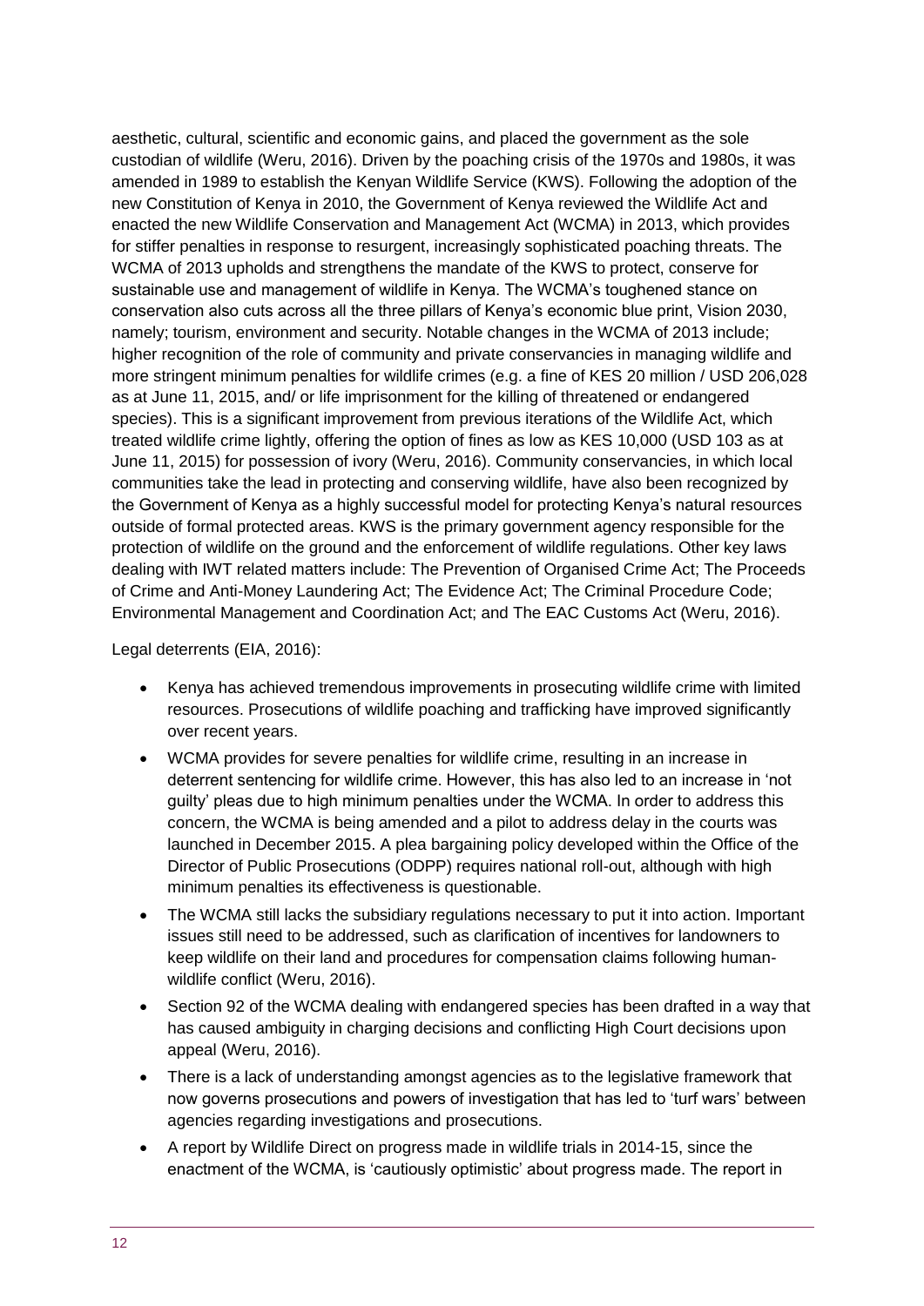aesthetic, cultural, scientific and economic gains, and placed the government as the sole custodian of wildlife (Weru, 2016). Driven by the poaching crisis of the 1970s and 1980s, it was amended in 1989 to establish the Kenyan Wildlife Service (KWS). Following the adoption of the new Constitution of Kenya in 2010, the Government of Kenya reviewed the Wildlife Act and enacted the new Wildlife Conservation and Management Act (WCMA) in 2013, which provides for stiffer penalties in response to resurgent, increasingly sophisticated poaching threats. The WCMA of 2013 upholds and strengthens the mandate of the KWS to protect, conserve for sustainable use and management of wildlife in Kenya. The WCMA's toughened stance on conservation also cuts across all the three pillars of Kenya's economic blue print, Vision 2030, namely; tourism, environment and security. Notable changes in the WCMA of 2013 include; higher recognition of the role of community and private conservancies in managing wildlife and more stringent minimum penalties for wildlife crimes (e.g. a fine of KES 20 million / USD 206,028 as at June 11, 2015, and/ or life imprisonment for the killing of threatened or endangered species). This is a significant improvement from previous iterations of the Wildlife Act, which treated wildlife crime lightly, offering the option of fines as low as KES 10,000 (USD 103 as at June 11, 2015) for possession of ivory (Weru, 2016). Community conservancies, in which local communities take the lead in protecting and conserving wildlife, have also been recognized by the Government of Kenya as a highly successful model for protecting Kenya's natural resources outside of formal protected areas. KWS is the primary government agency responsible for the protection of wildlife on the ground and the enforcement of wildlife regulations. Other key laws dealing with IWT related matters include: The Prevention of Organised Crime Act; The Proceeds of Crime and Anti-Money Laundering Act; The Evidence Act; The Criminal Procedure Code; Environmental Management and Coordination Act; and The EAC Customs Act (Weru, 2016).

Legal deterrents (EIA, 2016):

- Kenya has achieved tremendous improvements in prosecuting wildlife crime with limited resources. Prosecutions of wildlife poaching and trafficking have improved significantly over recent years.
- WCMA provides for severe penalties for wildlife crime, resulting in an increase in deterrent sentencing for wildlife crime. However, this has also led to an increase in 'not guilty' pleas due to high minimum penalties under the WCMA. In order to address this concern, the WCMA is being amended and a pilot to address delay in the courts was launched in December 2015. A plea bargaining policy developed within the Office of the Director of Public Prosecutions (ODPP) requires national roll-out, although with high minimum penalties its effectiveness is questionable.
- The WCMA still lacks the subsidiary regulations necessary to put it into action. Important issues still need to be addressed, such as clarification of incentives for landowners to keep wildlife on their land and procedures for compensation claims following human-wildlife conflict (Weru, 2016).
- Section 92 of the WCMA dealing with endangered species has been drafted in a way that has caused ambiguity in charging decisions and conflicting High Court decisions upon appeal (Weru, 2016).
- There is a lack of understanding amongst agencies as to the legislative framework that now governs prosecutions and powers of investigation that has led to 'turf wars' between agencies regarding investigations and prosecutions.
- A report by Wildlife Direct on progress made in wildlife trials in 2014-15, since the enactment of the WCMA, is 'cautiously optimistic' about progress made. The report in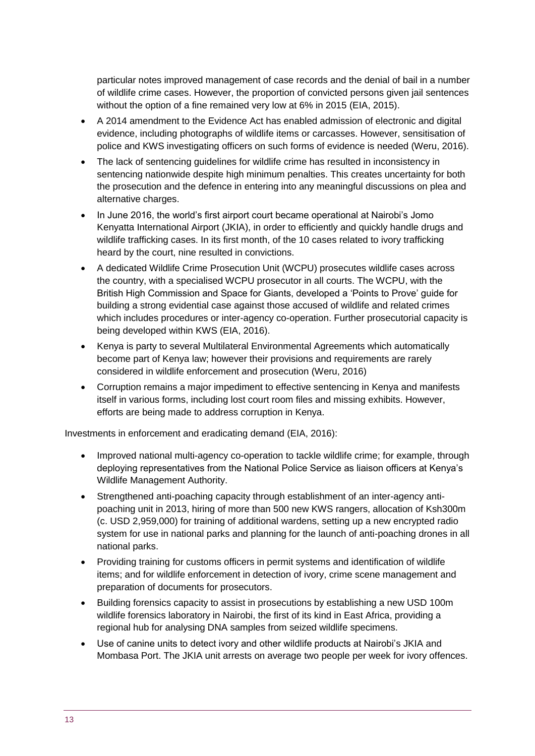particular notes improved management of case records and the denial of bail in a number of wildlife crime cases. However, the proportion of convicted persons given jail sentences without the option of a fine remained very low at 6% in 2015 (EIA, 2015).

- A 2014 amendment to the Evidence Act has enabled admission of electronic and digital evidence, including photographs of wildlife items or carcasses. However, sensitisation of police and KWS investigating officers on such forms of evidence is needed (Weru, 2016).
- The lack of sentencing guidelines for wildlife crime has resulted in inconsistency in sentencing nationwide despite high minimum penalties. This creates uncertainty for both the prosecution and the defence in entering into any meaningful discussions on plea and alternative charges.
- In June 2016, the world's first airport court became operational at Nairobi's Jomo Kenyatta International Airport (JKIA), in order to efficiently and quickly handle drugs and wildlife trafficking cases. In its first month, of the 10 cases related to ivory trafficking heard by the court, nine resulted in convictions.
- A dedicated Wildlife Crime Prosecution Unit (WCPU) prosecutes wildlife cases across the country, with a specialised WCPU prosecutor in all courts. The WCPU, with the British High Commission and Space for Giants, developed a 'Points to Prove' guide for building a strong evidential case against those accused of wildlife and related crimes which includes procedures or inter-agency co-operation. Further prosecutorial capacity is being developed within KWS (EIA, 2016).
- Kenya is party to several Multilateral Environmental Agreements which automatically become part of Kenya law; however their provisions and requirements are rarely considered in wildlife enforcement and prosecution (Weru, 2016)
- Corruption remains a major impediment to effective sentencing in Kenya and manifests itself in various forms, including lost court room files and missing exhibits. However, efforts are being made to address corruption in Kenya.

Investments in enforcement and eradicating demand (EIA, 2016):

- Improved national multi-agency co-operation to tackle wildlife crime; for example, through deploying representatives from the National Police Service as liaison officers at Kenya's Wildlife Management Authority.
- Strengthened anti-poaching capacity through establishment of an inter-agency anti-poaching unit in 2013, hiring of more than 500 new KWS rangers, allocation of Ksh300m (c. USD 2,959,000) for training of additional wardens, setting up a new encrypted radio system for use in national parks and planning for the launch of anti-poaching drones in all national parks.
- Providing training for customs officers in permit systems and identification of wildlife items; and for wildlife enforcement in detection of ivory, crime scene management and preparation of documents for prosecutors.
- Building forensics capacity to assist in prosecutions by establishing a new USD 100m wildlife forensics laboratory in Nairobi, the first of its kind in East Africa, providing a regional hub for analysing DNA samples from seized wildlife specimens.
- Use of canine units to detect ivory and other wildlife products at Nairobi's JKIA and Mombasa Port. The JKIA unit arrests on average two people per week for ivory offences.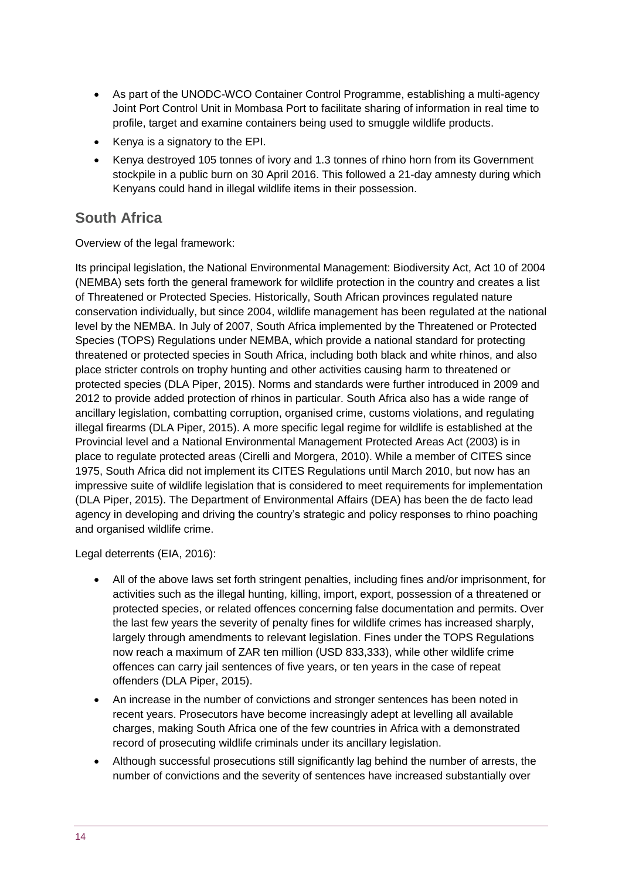- As part of the UNODC-WCO Container Control Programme, establishing a multi-agency Joint Port Control Unit in Mombasa Port to facilitate sharing of information in real time to profile, target and examine containers being used to smuggle wildlife products.
- Kenya is a signatory to the EPI.
- Kenya destroyed 105 tonnes of ivory and 1.3 tonnes of rhino horn from its Government stockpile in a public burn on 30 April 2016. This followed a 21-day amnesty during which Kenyans could hand in illegal wildlife items in their possession.

## South Africa

Overview of the legal framework:

Its principal legislation, the National Environmental Management: Biodiversity Act, Act 10 of 2004 (NEMBA) sets forth the general framework for wildlife protection in the country and creates a list of Threatened or Protected Species. Historically, South African provinces regulated nature conservation individually, but since 2004, wildlife management has been regulated at the national level by the NEMBA. In July of 2007, South Africa implemented by the Threatened or Protected Species (TOPS) Regulations under NEMBA, which provide a national standard for protecting threatened or protected species in South Africa, including both black and white rhinos, and also place stricter controls on trophy hunting and other activities causing harm to threatened or protected species (DLA Piper, 2015). Norms and standards were further introduced in 2009 and 2012 to provide added protection of rhinos in particular. South Africa also has a wide range of ancillary legislation, combatting corruption, organised crime, customs violations, and regulating illegal firearms (DLA Piper, 2015). A more specific legal regime for wildlife is established at the Provincial level and a National Environmental Management Protected Areas Act (2003) is in place to regulate protected areas (Cirelli and Morgera, 2010). While a member of CITES since 1975, South Africa did not implement its CITES Regulations until March 2010, but now has an impressive suite of wildlife legislation that is considered to meet requirements for implementation (DLA Piper, 2015). The Department of Environmental Affairs (DEA) has been the de facto lead agency in developing and driving the country's strategic and policy responses to rhino poaching and organised wildlife crime.

Legal deterrents (EIA, 2016):

- All of the above laws set forth stringent penalties, including fines and/or imprisonment, for activities such as the illegal hunting, killing, import, export, possession of a threatened or protected species, or related offences concerning false documentation and permits. Over the last few years the severity of penalty fines for wildlife crimes has increased sharply, largely through amendments to relevant legislation. Fines under the TOPS Regulations now reach a maximum of ZAR ten million (USD 833,333), while other wildlife crime offences can carry jail sentences of five years, or ten years in the case of repeat offenders (DLA Piper, 2015).
- An increase in the number of convictions and stronger sentences has been noted in recent years. Prosecutors have become increasingly adept at levelling all available charges, making South Africa one of the few countries in Africa with a demonstrated record of prosecuting wildlife criminals under its ancillary legislation.
- Although successful prosecutions still significantly lag behind the number of arrests, the number of convictions and the severity of sentences have increased substantially over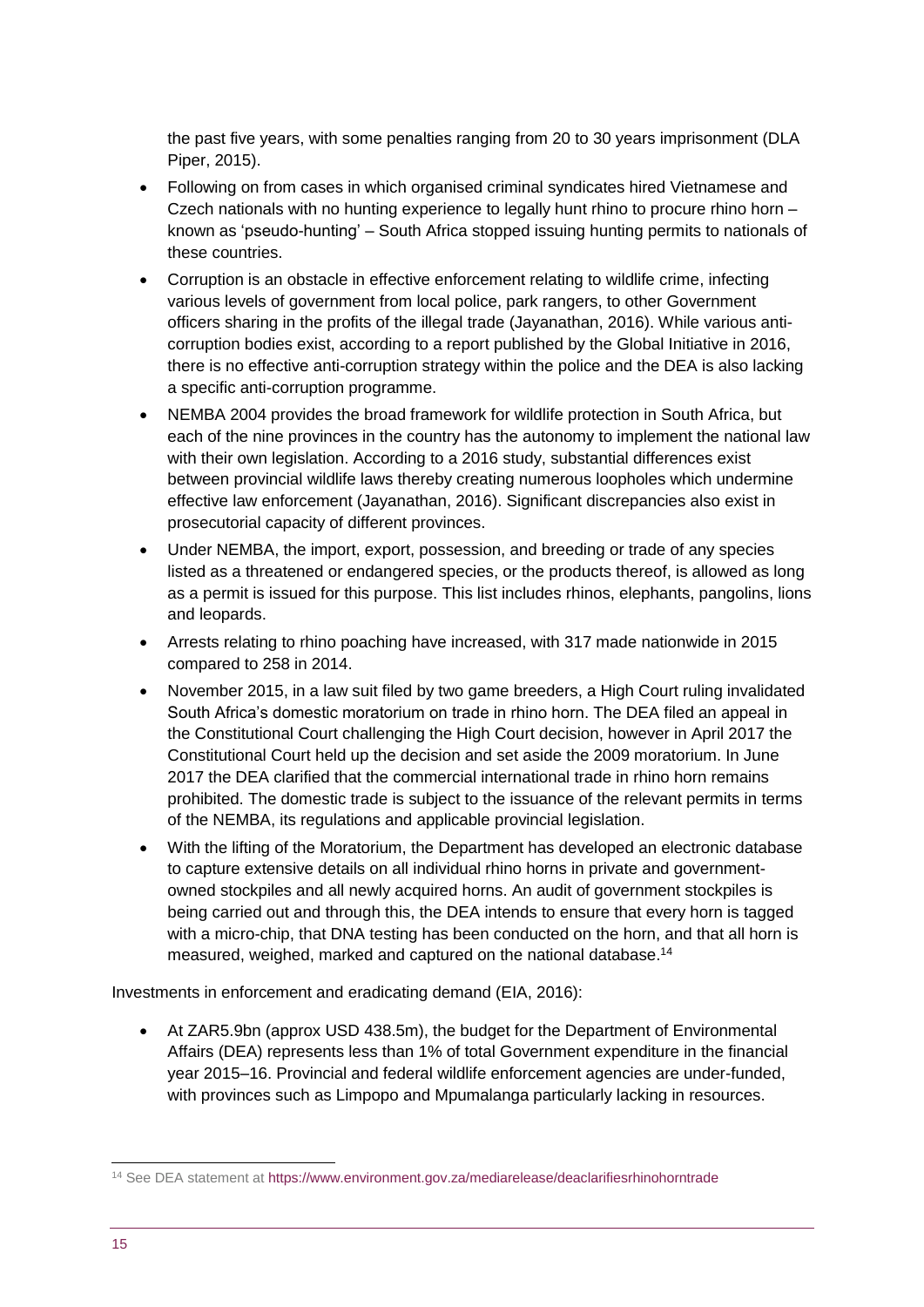the past five years, with some penalties ranging from 20 to 30 years imprisonment (DLA Piper, 2015).

- Following on from cases in which organised criminal syndicates hired Vietnamese and Czech nationals with no hunting experience to legally hunt rhino to procure rhino horn – known as 'pseudo-hunting' – South Africa stopped issuing hunting permits to nationals of these countries.
- Corruption is an obstacle in effective enforcement relating to wildlife crime, infecting various levels of government from local police, park rangers, to other Government officers sharing in the profits of the illegal trade (Jayanathan, 2016). While various anti-corruption bodies exist, according to a report published by the Global Initiative in 2016, there is no effective anti-corruption strategy within the police and the DEA is also lacking a specific anti-corruption programme.
- NEMBA 2004 provides the broad framework for wildlife protection in South Africa, but each of the nine provinces in the country has the autonomy to implement the national law with their own legislation. According to a 2016 study, substantial differences exist between provincial wildlife laws thereby creating numerous loopholes which undermine effective law enforcement (Jayanathan, 2016). Significant discrepancies also exist in prosecutorial capacity of different provinces.
- Under NEMBA, the import, export, possession, and breeding or trade of any species listed as a threatened or endangered species, or the products thereof, is allowed as long as a permit is issued for this purpose. This list includes rhinos, elephants, pangolins, lions and leopards.
- Arrests relating to rhino poaching have increased, with 317 made nationwide in 2015 compared to 258 in 2014.
- November 2015, in a law suit filed by two game breeders, a High Court ruling invalidated South Africa's domestic moratorium on trade in rhino horn. The DEA filed an appeal in the Constitutional Court challenging the High Court decision, however in April 2017 the Constitutional Court held up the decision and set aside the 2009 moratorium. In June 2017 the DEA clarified that the commercial international trade in rhino horn remains prohibited. The domestic trade is subject to the issuance of the relevant permits in terms of the NEMBA, its regulations and applicable provincial legislation.
- With the lifting of the Moratorium, the Department has developed an electronic database to capture extensive details on all individual rhino horns in private and government-owned stockpiles and all newly acquired horns. An audit of government stockpiles is being carried out and through this, the DEA intends to ensure that every horn is tagged with a micro-chip, that DNA testing has been conducted on the horn, and that all horn is measured, weighed, marked and captured on the national database.[14]

Investments in enforcement and eradicating demand (EIA, 2016):

- At ZAR5.9bn (approx USD 438.5m), the budget for the Department of Environmental Affairs (DEA) represents less than 1% of total Government expenditure in the financial year 2015–16. Provincial and federal wildlife enforcement agencies are under-funded, with provinces such as Limpopo and Mpumalanga particularly lacking in resources.

[14] See DEA statement at https://www.environment.gov.za/mediarelease/deaclarifiesrhinohorntrade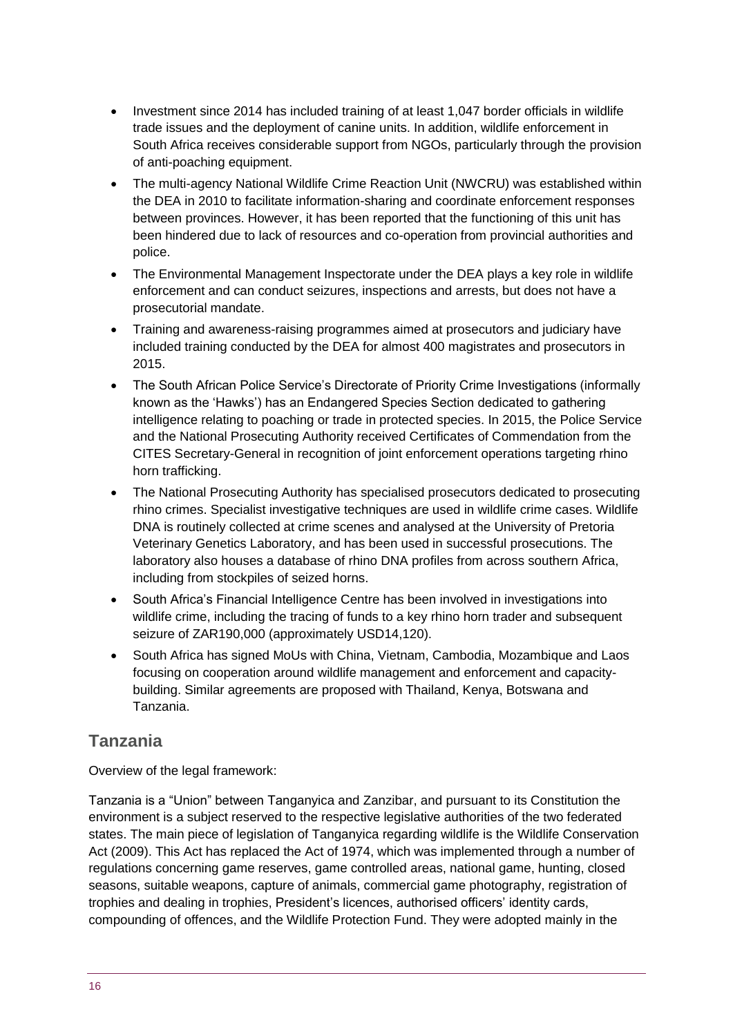- Investment since 2014 has included training of at least 1,047 border officials in wildlife trade issues and the deployment of canine units. In addition, wildlife enforcement in South Africa receives considerable support from NGOs, particularly through the provision of anti-poaching equipment.
- The multi-agency National Wildlife Crime Reaction Unit (NWCRU) was established within the DEA in 2010 to facilitate information-sharing and coordinate enforcement responses between provinces. However, it has been reported that the functioning of this unit has been hindered due to lack of resources and co-operation from provincial authorities and police.
- The Environmental Management Inspectorate under the DEA plays a key role in wildlife enforcement and can conduct seizures, inspections and arrests, but does not have a prosecutorial mandate.
- Training and awareness-raising programmes aimed at prosecutors and judiciary have included training conducted by the DEA for almost 400 magistrates and prosecutors in 2015.
- The South African Police Service's Directorate of Priority Crime Investigations (informally known as the 'Hawks') has an Endangered Species Section dedicated to gathering intelligence relating to poaching or trade in protected species. In 2015, the Police Service and the National Prosecuting Authority received Certificates of Commendation from the CITES Secretary-General in recognition of joint enforcement operations targeting rhino horn trafficking.
- The National Prosecuting Authority has specialised prosecutors dedicated to prosecuting rhino crimes. Specialist investigative techniques are used in wildlife crime cases. Wildlife DNA is routinely collected at crime scenes and analysed at the University of Pretoria Veterinary Genetics Laboratory, and has been used in successful prosecutions. The laboratory also houses a database of rhino DNA profiles from across southern Africa, including from stockpiles of seized horns.
- South Africa's Financial Intelligence Centre has been involved in investigations into wildlife crime, including the tracing of funds to a key rhino horn trader and subsequent seizure of ZAR190,000 (approximately USD14,120).
- South Africa has signed MoUs with China, Vietnam, Cambodia, Mozambique and Laos focusing on cooperation around wildlife management and enforcement and capacity-building. Similar agreements are proposed with Thailand, Kenya, Botswana and Tanzania.

## Tanzania

Overview of the legal framework:

Tanzania is a "Union" between Tanganyica and Zanzibar, and pursuant to its Constitution the environment is a subject reserved to the respective legislative authorities of the two federated states. The main piece of legislation of Tanganyica regarding wildlife is the Wildlife Conservation Act (2009). This Act has replaced the Act of 1974, which was implemented through a number of regulations concerning game reserves, game controlled areas, national game, hunting, closed seasons, suitable weapons, capture of animals, commercial game photography, registration of trophies and dealing in trophies, President's licences, authorised officers' identity cards, compounding of offences, and the Wildlife Protection Fund. They were adopted mainly in the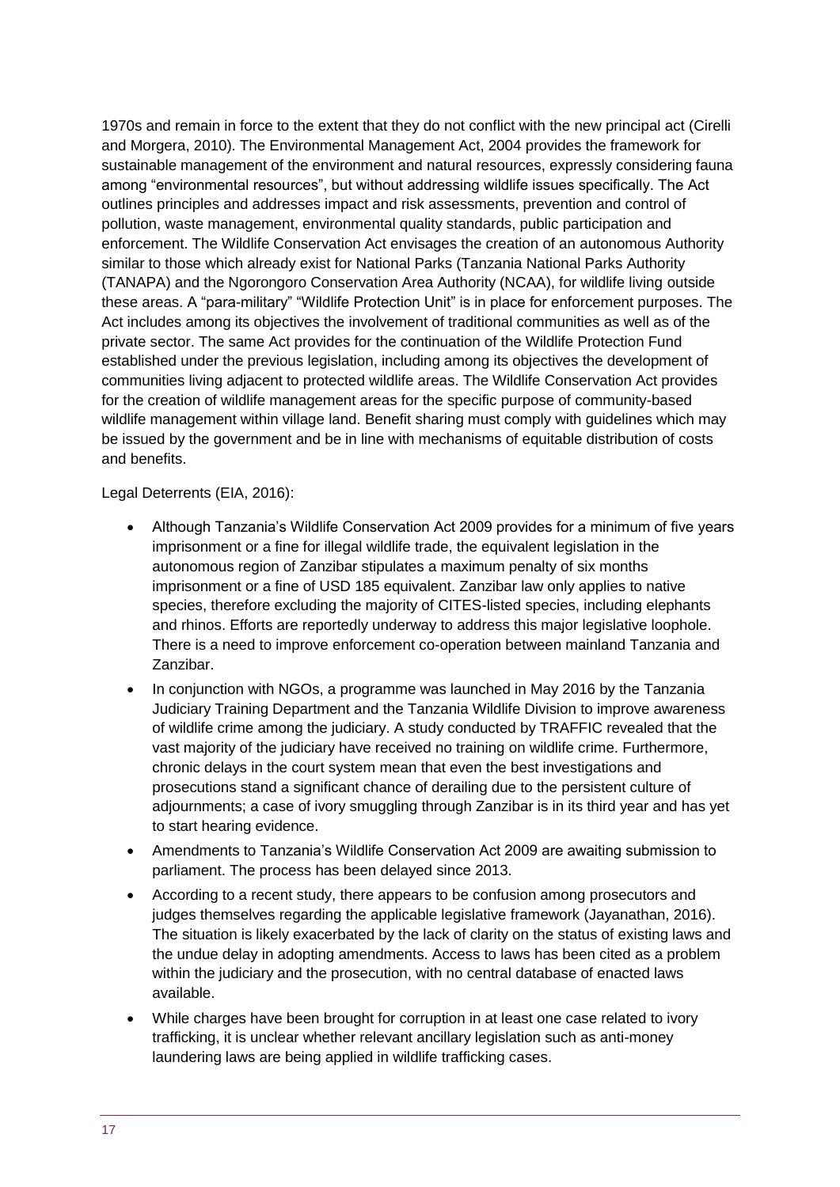1970s and remain in force to the extent that they do not conflict with the new principal act (Cirelli and Morgera, 2010). The Environmental Management Act, 2004 provides the framework for sustainable management of the environment and natural resources, expressly considering fauna among "environmental resources", but without addressing wildlife issues specifically. The Act outlines principles and addresses impact and risk assessments, prevention and control of pollution, waste management, environmental quality standards, public participation and enforcement. The Wildlife Conservation Act envisages the creation of an autonomous Authority similar to those which already exist for National Parks (Tanzania National Parks Authority (TANAPA) and the Ngorongoro Conservation Area Authority (NCAA), for wildlife living outside these areas. A "para-military" "Wildlife Protection Unit" is in place for enforcement purposes. The Act includes among its objectives the involvement of traditional communities as well as of the private sector. The same Act provides for the continuation of the Wildlife Protection Fund established under the previous legislation, including among its objectives the development of communities living adjacent to protected wildlife areas. The Wildlife Conservation Act provides for the creation of wildlife management areas for the specific purpose of community-based wildlife management within village land. Benefit sharing must comply with guidelines which may be issued by the government and be in line with mechanisms of equitable distribution of costs and benefits.

Legal Deterrents (EIA, 2016):

- Although Tanzania's Wildlife Conservation Act 2009 provides for a minimum of five years imprisonment or a fine for illegal wildlife trade, the equivalent legislation in the autonomous region of Zanzibar stipulates a maximum penalty of six months imprisonment or a fine of USD 185 equivalent. Zanzibar law only applies to native species, therefore excluding the majority of CITES-listed species, including elephants and rhinos. Efforts are reportedly underway to address this major legislative loophole. There is a need to improve enforcement co-operation between mainland Tanzania and Zanzibar.
- In conjunction with NGOs, a programme was launched in May 2016 by the Tanzania Judiciary Training Department and the Tanzania Wildlife Division to improve awareness of wildlife crime among the judiciary. A study conducted by TRAFFIC revealed that the vast majority of the judiciary have received no training on wildlife crime. Furthermore, chronic delays in the court system mean that even the best investigations and prosecutions stand a significant chance of derailing due to the persistent culture of adjournments; a case of ivory smuggling through Zanzibar is in its third year and has yet to start hearing evidence.
- Amendments to Tanzania's Wildlife Conservation Act 2009 are awaiting submission to parliament. The process has been delayed since 2013.
- According to a recent study, there appears to be confusion among prosecutors and judges themselves regarding the applicable legislative framework (Jayanathan, 2016). The situation is likely exacerbated by the lack of clarity on the status of existing laws and the undue delay in adopting amendments. Access to laws has been cited as a problem within the judiciary and the prosecution, with no central database of enacted laws available.
- While charges have been brought for corruption in at least one case related to ivory trafficking, it is unclear whether relevant ancillary legislation such as anti-money laundering laws are being applied in wildlife trafficking cases.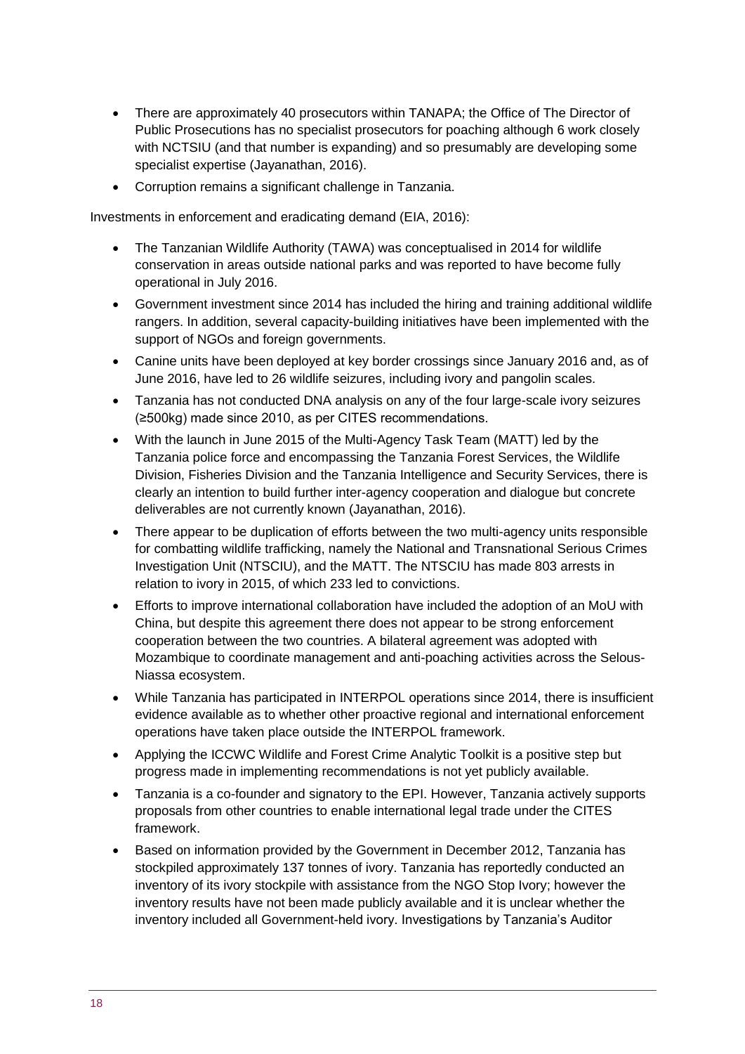- There are approximately 40 prosecutors within TANAPA; the Office of The Director of Public Prosecutions has no specialist prosecutors for poaching although 6 work closely with NCTSIU (and that number is expanding) and so presumably are developing some specialist expertise (Jayanathan, 2016).
- Corruption remains a significant challenge in Tanzania.

Investments in enforcement and eradicating demand (EIA, 2016):

- The Tanzanian Wildlife Authority (TAWA) was conceptualised in 2014 for wildlife conservation in areas outside national parks and was reported to have become fully operational in July 2016.
- Government investment since 2014 has included the hiring and training additional wildlife rangers. In addition, several capacity-building initiatives have been implemented with the support of NGOs and foreign governments.
- Canine units have been deployed at key border crossings since January 2016 and, as of June 2016, have led to 26 wildlife seizures, including ivory and pangolin scales.
- Tanzania has not conducted DNA analysis on any of the four large-scale ivory seizures (≥500kg) made since 2010, as per CITES recommendations.
- With the launch in June 2015 of the Multi-Agency Task Team (MATT) led by the Tanzania police force and encompassing the Tanzania Forest Services, the Wildlife Division, Fisheries Division and the Tanzania Intelligence and Security Services, there is clearly an intention to build further inter-agency cooperation and dialogue but concrete deliverables are not currently known (Jayanathan, 2016).
- There appear to be duplication of efforts between the two multi-agency units responsible for combatting wildlife trafficking, namely the National and Transnational Serious Crimes Investigation Unit (NTSCIU), and the MATT. The NTSCIU has made 803 arrests in relation to ivory in 2015, of which 233 led to convictions.
- Efforts to improve international collaboration have included the adoption of an MoU with China, but despite this agreement there does not appear to be strong enforcement cooperation between the two countries. A bilateral agreement was adopted with Mozambique to coordinate management and anti-poaching activities across the Selous-Niassa ecosystem.
- While Tanzania has participated in INTERPOL operations since 2014, there is insufficient evidence available as to whether other proactive regional and international enforcement operations have taken place outside the INTERPOL framework.
- Applying the ICCWC Wildlife and Forest Crime Analytic Toolkit is a positive step but progress made in implementing recommendations is not yet publicly available.
- Tanzania is a co-founder and signatory to the EPI. However, Tanzania actively supports proposals from other countries to enable international legal trade under the CITES framework.
- Based on information provided by the Government in December 2012, Tanzania has stockpiled approximately 137 tonnes of ivory. Tanzania has reportedly conducted an inventory of its ivory stockpile with assistance from the NGO Stop Ivory; however the inventory results have not been made publicly available and it is unclear whether the inventory included all Government-held ivory. Investigations by Tanzania's Auditor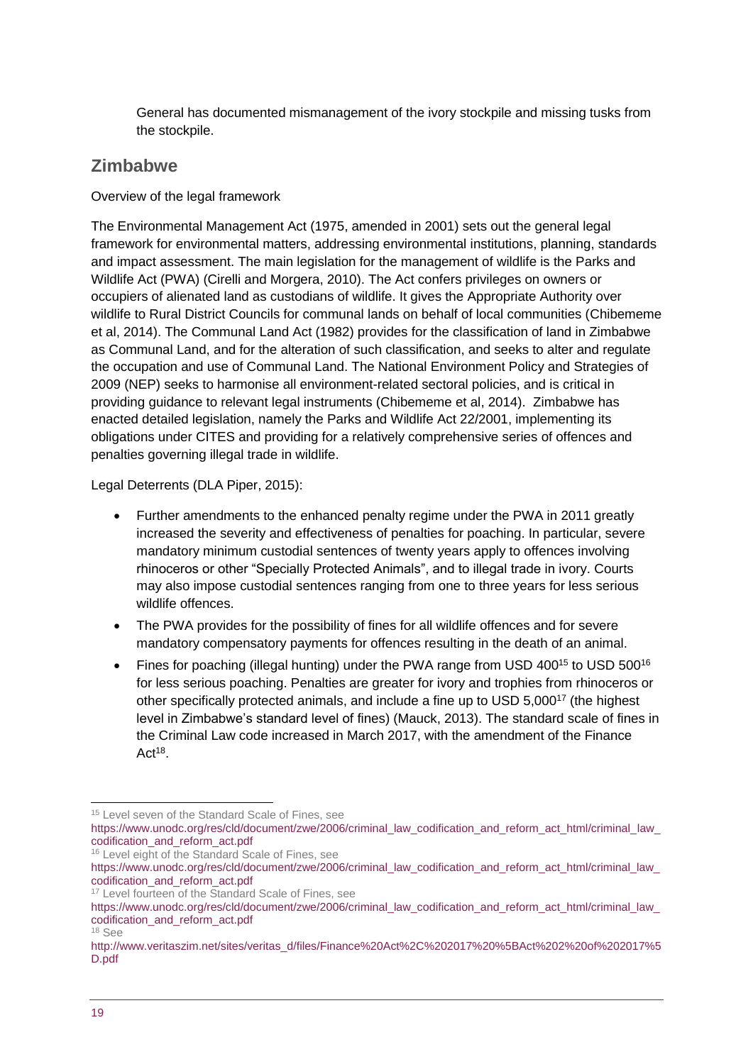General has documented mismanagement of the ivory stockpile and missing tusks from the stockpile.

## Zimbabwe

Overview of the legal framework

The Environmental Management Act (1975, amended in 2001) sets out the general legal framework for environmental matters, addressing environmental institutions, planning, standards and impact assessment. The main legislation for the management of wildlife is the Parks and Wildlife Act (PWA) (Cirelli and Morgera, 2010). The Act confers privileges on owners or occupiers of alienated land as custodians of wildlife. It gives the Appropriate Authority over wildlife to Rural District Councils for communal lands on behalf of local communities (Chibememe et al, 2014). The Communal Land Act (1982) provides for the classification of land in Zimbabwe as Communal Land, and for the alteration of such classification, and seeks to alter and regulate the occupation and use of Communal Land. The National Environment Policy and Strategies of 2009 (NEP) seeks to harmonise all environment-related sectoral policies, and is critical in providing guidance to relevant legal instruments (Chibememe et al, 2014). Zimbabwe has enacted detailed legislation, namely the Parks and Wildlife Act 22/2001, implementing its obligations under CITES and providing for a relatively comprehensive series of offences and penalties governing illegal trade in wildlife.

Legal Deterrents (DLA Piper, 2015):

- Further amendments to the enhanced penalty regime under the PWA in 2011 greatly increased the severity and effectiveness of penalties for poaching. In particular, severe mandatory minimum custodial sentences of twenty years apply to offences involving rhinoceros or other "Specially Protected Animals", and to illegal trade in ivory. Courts may also impose custodial sentences ranging from one to three years for less serious wildlife offences.
- The PWA provides for the possibility of fines for all wildlife offences and for severe mandatory compensatory payments for offences resulting in the death of an animal.
- Fines for poaching (illegal hunting) under the PWA range from USD 400[15] to USD 500[16] for less serious poaching. Penalties are greater for ivory and trophies from rhinoceros or other specifically protected animals, and include a fine up to USD 5,000[17] (the highest level in Zimbabwe's standard level of fines) (Mauck, 2013). The standard scale of fines in the Criminal Law code increased in March 2017, with the amendment of the Finance Act[18].

[15] Level seven of the Standard Scale of Fines, see https://www.unodc.org/res/cld/document/zwe/2006/criminal_law_codification_and_reform_act_html/criminal_law_codification_and_reform_act.pdf

[16] Level eight of the Standard Scale of Fines, see https://www.unodc.org/res/cld/document/zwe/2006/criminal_law_codification_and_reform_act_html/criminal_law_codification_and_reform_act.pdf

[17] Level fourteen of the Standard Scale of Fines, see https://www.unodc.org/res/cld/document/zwe/2006/criminal_law_codification_and_reform_act_html/criminal_law_codification_and_reform_act.pdf

[18] See http://www.veritaszim.net/sites/veritas_d/files/Finance%20Act%2C%202017%20%5BAct%202%20of%202017%5D.pdf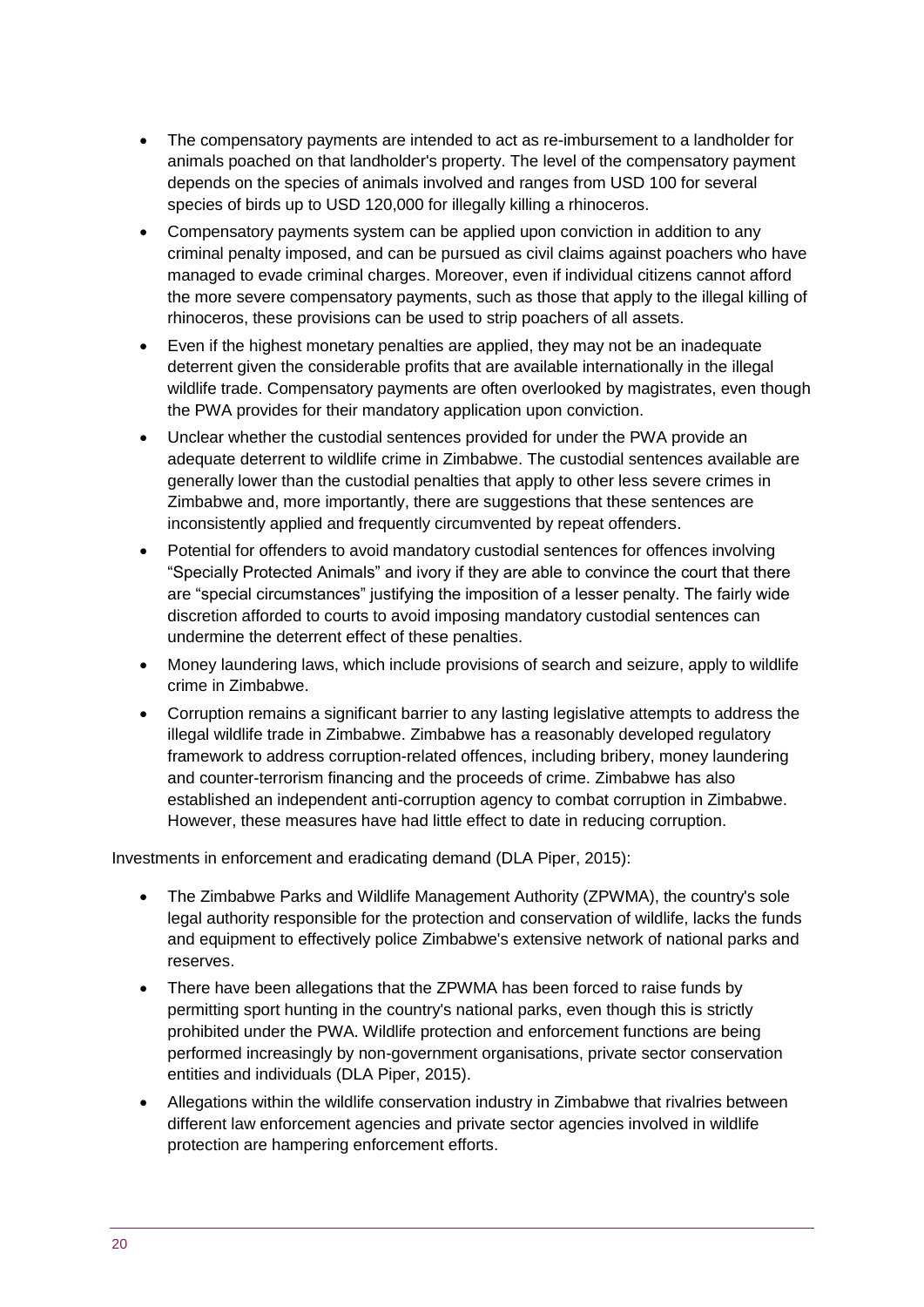- The compensatory payments are intended to act as re-imbursement to a landholder for animals poached on that landholder's property. The level of the compensatory payment depends on the species of animals involved and ranges from USD 100 for several species of birds up to USD 120,000 for illegally killing a rhinoceros.
- Compensatory payments system can be applied upon conviction in addition to any criminal penalty imposed, and can be pursued as civil claims against poachers who have managed to evade criminal charges. Moreover, even if individual citizens cannot afford the more severe compensatory payments, such as those that apply to the illegal killing of rhinoceros, these provisions can be used to strip poachers of all assets.
- Even if the highest monetary penalties are applied, they may not be an inadequate deterrent given the considerable profits that are available internationally in the illegal wildlife trade. Compensatory payments are often overlooked by magistrates, even though the PWA provides for their mandatory application upon conviction.
- Unclear whether the custodial sentences provided for under the PWA provide an adequate deterrent to wildlife crime in Zimbabwe. The custodial sentences available are generally lower than the custodial penalties that apply to other less severe crimes in Zimbabwe and, more importantly, there are suggestions that these sentences are inconsistently applied and frequently circumvented by repeat offenders.
- Potential for offenders to avoid mandatory custodial sentences for offences involving "Specially Protected Animals" and ivory if they are able to convince the court that there are "special circumstances" justifying the imposition of a lesser penalty. The fairly wide discretion afforded to courts to avoid imposing mandatory custodial sentences can undermine the deterrent effect of these penalties.
- Money laundering laws, which include provisions of search and seizure, apply to wildlife crime in Zimbabwe.
- Corruption remains a significant barrier to any lasting legislative attempts to address the illegal wildlife trade in Zimbabwe. Zimbabwe has a reasonably developed regulatory framework to address corruption-related offences, including bribery, money laundering and counter-terrorism financing and the proceeds of crime. Zimbabwe has also established an independent anti-corruption agency to combat corruption in Zimbabwe. However, these measures have had little effect to date in reducing corruption.

Investments in enforcement and eradicating demand (DLA Piper, 2015):

- The Zimbabwe Parks and Wildlife Management Authority (ZPWMA), the country's sole legal authority responsible for the protection and conservation of wildlife, lacks the funds and equipment to effectively police Zimbabwe's extensive network of national parks and reserves.
- There have been allegations that the ZPWMA has been forced to raise funds by permitting sport hunting in the country's national parks, even though this is strictly prohibited under the PWA. Wildlife protection and enforcement functions are being performed increasingly by non-government organisations, private sector conservation entities and individuals (DLA Piper, 2015).
- Allegations within the wildlife conservation industry in Zimbabwe that rivalries between different law enforcement agencies and private sector agencies involved in wildlife protection are hampering enforcement efforts.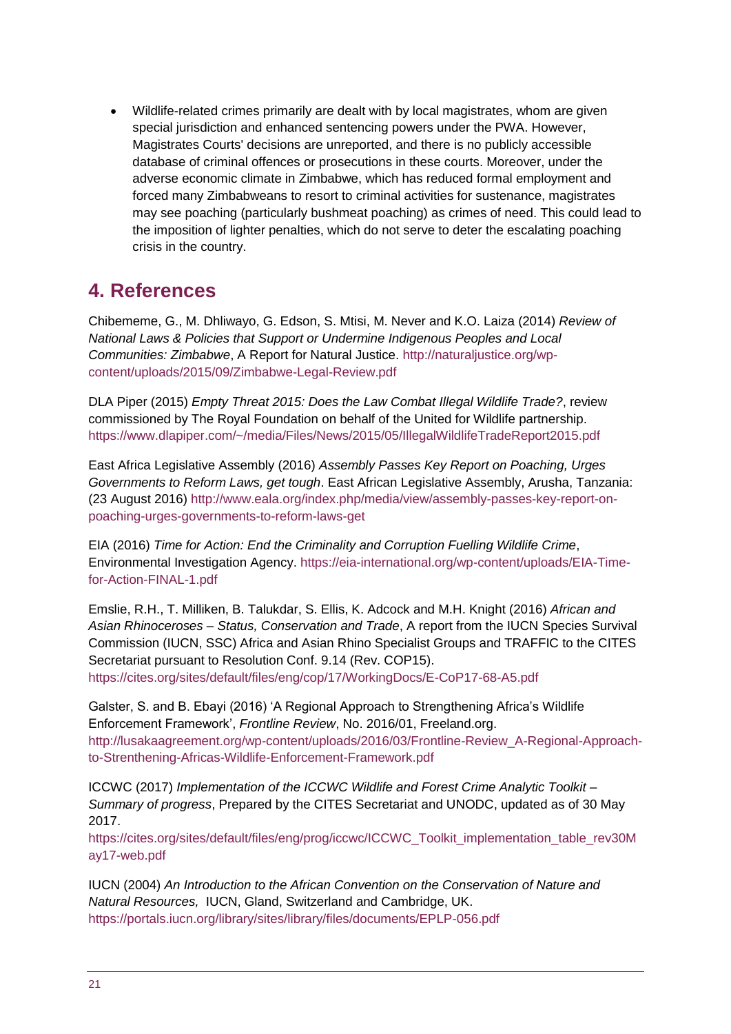- Wildlife-related crimes primarily are dealt with by local magistrates, whom are given special jurisdiction and enhanced sentencing powers under the PWA. However, Magistrates Courts' decisions are unreported, and there is no publicly accessible database of criminal offences or prosecutions in these courts. Moreover, under the adverse economic climate in Zimbabwe, which has reduced formal employment and forced many Zimbabweans to resort to criminal activities for sustenance, magistrates may see poaching (particularly bushmeat poaching) as crimes of need. This could lead to the imposition of lighter penalties, which do not serve to deter the escalating poaching crisis in the country.

## 4. References

Chibememe, G., M. Dhliwayo, G. Edson, S. Mtisi, M. Never and K.O. Laiza (2014) *Review of National Laws & Policies that Support or Undermine Indigenous Peoples and Local Communities: Zimbabwe*, A Report for Natural Justice. http://naturaljustice.org/wp-content/uploads/2015/09/Zimbabwe-Legal-Review.pdf

DLA Piper (2015) *Empty Threat 2015: Does the Law Combat Illegal Wildlife Trade?*, review commissioned by The Royal Foundation on behalf of the United for Wildlife partnership. https://www.dlapiper.com/~/media/Files/News/2015/05/IllegalWildlifeTradeReport2015.pdf

East Africa Legislative Assembly (2016) *Assembly Passes Key Report on Poaching, Urges Governments to Reform Laws, get tough*. East African Legislative Assembly, Arusha, Tanzania: (23 August 2016) http://www.eala.org/index.php/media/view/assembly-passes-key-report-on-poaching-urges-governments-to-reform-laws-get

EIA (2016) *Time for Action: End the Criminality and Corruption Fuelling Wildlife Crime*, Environmental Investigation Agency. https://eia-international.org/wp-content/uploads/EIA-Time-for-Action-FINAL-1.pdf

Emslie, R.H., T. Milliken, B. Talukdar, S. Ellis, K. Adcock and M.H. Knight (2016) *African and Asian Rhinoceroses – Status, Conservation and Trade*, A report from the IUCN Species Survival Commission (IUCN, SSC) Africa and Asian Rhino Specialist Groups and TRAFFIC to the CITES Secretariat pursuant to Resolution Conf. 9.14 (Rev. COP15). https://cites.org/sites/default/files/eng/cop/17/WorkingDocs/E-CoP17-68-A5.pdf

Galster, S. and B. Ebayi (2016) 'A Regional Approach to Strengthening Africa's Wildlife Enforcement Framework', *Frontline Review*, No. 2016/01, Freeland.org. http://lusakaagreement.org/wp-content/uploads/2016/03/Frontline-Review_A-Regional-Approach-to-Strenthening-Africas-Wildlife-Enforcement-Framework.pdf

ICCWC (2017) *Implementation of the ICCWC Wildlife and Forest Crime Analytic Toolkit – Summary of progress*, Prepared by the CITES Secretariat and UNODC, updated as of 30 May 2017. https://cites.org/sites/default/files/eng/prog/iccwc/ICCWC_Toolkit_implementation_table_rev30May17-web.pdf

IUCN (2004) *An Introduction to the African Convention on the Conservation of Nature and Natural Resources,* IUCN, Gland, Switzerland and Cambridge, UK. https://portals.iucn.org/library/sites/library/files/documents/EPLP-056.pdf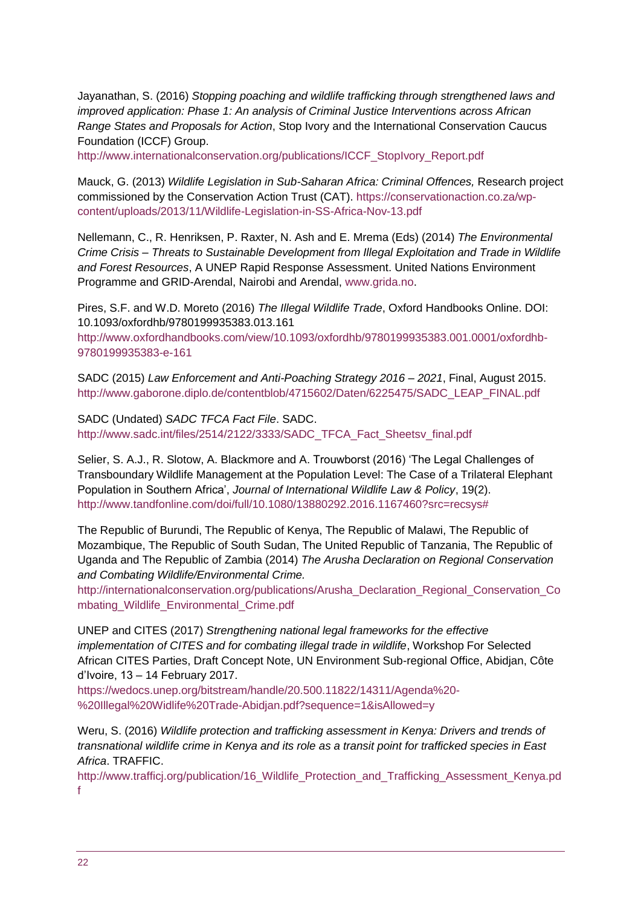Jayanathan, S. (2016) *Stopping poaching and wildlife trafficking through strengthened laws and improved application: Phase 1: An analysis of Criminal Justice Interventions across African Range States and Proposals for Action*, Stop Ivory and the International Conservation Caucus Foundation (ICCF) Group. http://www.internationalconservation.org/publications/ICCF_StopIvory_Report.pdf

Mauck, G. (2013) *Wildlife Legislation in Sub-Saharan Africa: Criminal Offences,* Research project commissioned by the Conservation Action Trust (CAT). https://conservationaction.co.za/wp-content/uploads/2013/11/Wildlife-Legislation-in-SS-Africa-Nov-13.pdf

Nellemann, C., R. Henriksen, P. Raxter, N. Ash and E. Mrema (Eds) (2014) *The Environmental Crime Crisis – Threats to Sustainable Development from Illegal Exploitation and Trade in Wildlife and Forest Resources*, A UNEP Rapid Response Assessment. United Nations Environment Programme and GRID-Arendal, Nairobi and Arendal, www.grida.no.

Pires, S.F. and W.D. Moreto (2016) *The Illegal Wildlife Trade*, Oxford Handbooks Online. DOI: 10.1093/oxfordhb/9780199935383.013.161 http://www.oxfordhandbooks.com/view/10.1093/oxfordhb/9780199935383.001.0001/oxfordhb-9780199935383-e-161

SADC (2015) *Law Enforcement and Anti-Poaching Strategy 2016 – 2021*, Final, August 2015. http://www.gaborone.diplo.de/contentblob/4715602/Daten/6225475/SADC_LEAP_FINAL.pdf

SADC (Undated) *SADC TFCA Fact File*. SADC. http://www.sadc.int/files/2514/2122/3333/SADC_TFCA_Fact_Sheetsv_final.pdf

Selier, S. A.J., R. Slotow, A. Blackmore and A. Trouwborst (2016) 'The Legal Challenges of Transboundary Wildlife Management at the Population Level: The Case of a Trilateral Elephant Population in Southern Africa', *Journal of International Wildlife Law & Policy*, 19(2). http://www.tandfonline.com/doi/full/10.1080/13880292.2016.1167460?src=recsys#

The Republic of Burundi, The Republic of Kenya, The Republic of Malawi, The Republic of Mozambique, The Republic of South Sudan, The United Republic of Tanzania, The Republic of Uganda and The Republic of Zambia (2014) *The Arusha Declaration on Regional Conservation and Combating Wildlife/Environmental Crime.* http://internationalconservation.org/publications/Arusha_Declaration_Regional_Conservation_Combating_Wildlife_Environmental_Crime.pdf

UNEP and CITES (2017) *Strengthening national legal frameworks for the effective implementation of CITES and for combating illegal trade in wildlife*, Workshop For Selected African CITES Parties, Draft Concept Note, UN Environment Sub-regional Office, Abidjan, Côte d'Ivoire, 13 – 14 February 2017. https://wedocs.unep.org/bitstream/handle/20.500.11822/14311/Agenda%20-%20Illegal%20Widlife%20Trade-Abidjan.pdf?sequence=1&isAllowed=y

Weru, S. (2016) *Wildlife protection and trafficking assessment in Kenya: Drivers and trends of transnational wildlife crime in Kenya and its role as a transit point for trafficked species in East Africa*. TRAFFIC. http://www.trafficj.org/publication/16_Wildlife_Protection_and_Trafficking_Assessment_Kenya.pdf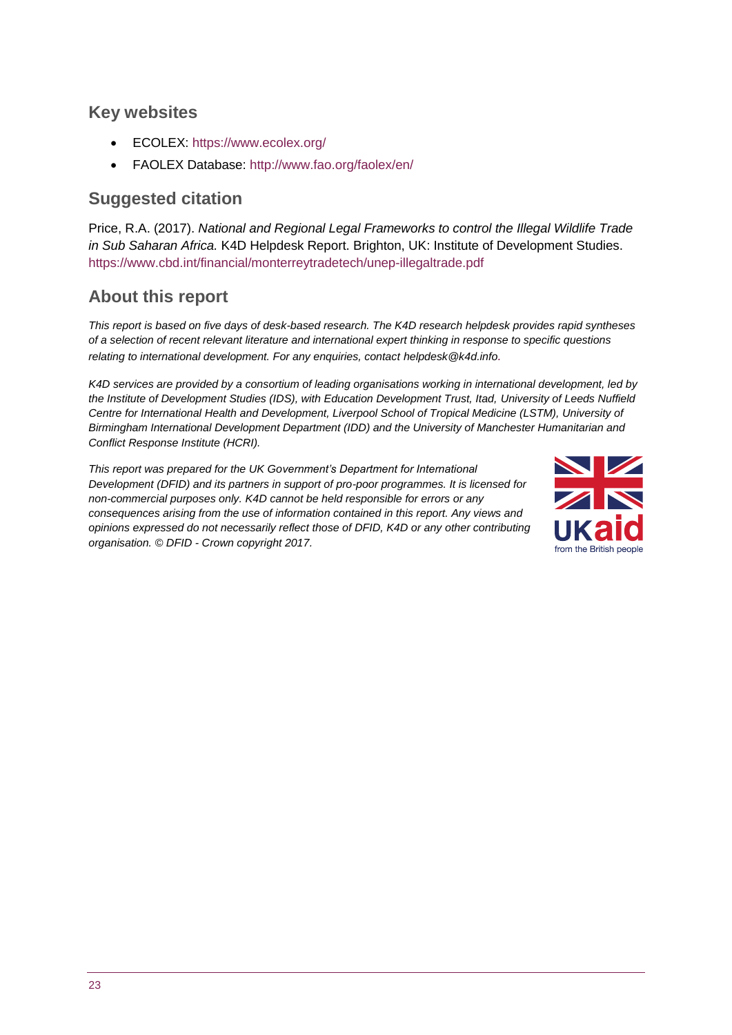## Key websites

- ECOLEX: https://www.ecolex.org/
- FAOLEX Database: http://www.fao.org/faolex/en/

## Suggested citation

Price, R.A. (2017). *National and Regional Legal Frameworks to control the Illegal Wildlife Trade in Sub Saharan Africa.* K4D Helpdesk Report. Brighton, UK: Institute of Development Studies. https://www.cbd.int/financial/monterreytradetech/unep-illegaltrade.pdf

## About this report

*This report is based on five days of desk-based research. The K4D research helpdesk provides rapid syntheses of a selection of recent relevant literature and international expert thinking in response to specific questions relating to international development. For any enquiries, contact helpdesk@k4d.info.*

*K4D services are provided by a consortium of leading organisations working in international development, led by the Institute of Development Studies (IDS), with Education Development Trust, Itad, University of Leeds Nuffield Centre for International Health and Development, Liverpool School of Tropical Medicine (LSTM), University of Birmingham International Development Department (IDD) and the University of Manchester Humanitarian and Conflict Response Institute (HCRI).*

*This report was prepared for the UK Government's Department for International Development (DFID) and its partners in support of pro-poor programmes. It is licensed for non-commercial purposes only. K4D cannot be held responsible for errors or any consequences arising from the use of information contained in this report. Any views and opinions expressed do not necessarily reflect those of DFID, K4D or any other contributing organisation. © DFID - Crown copyright 2017.*